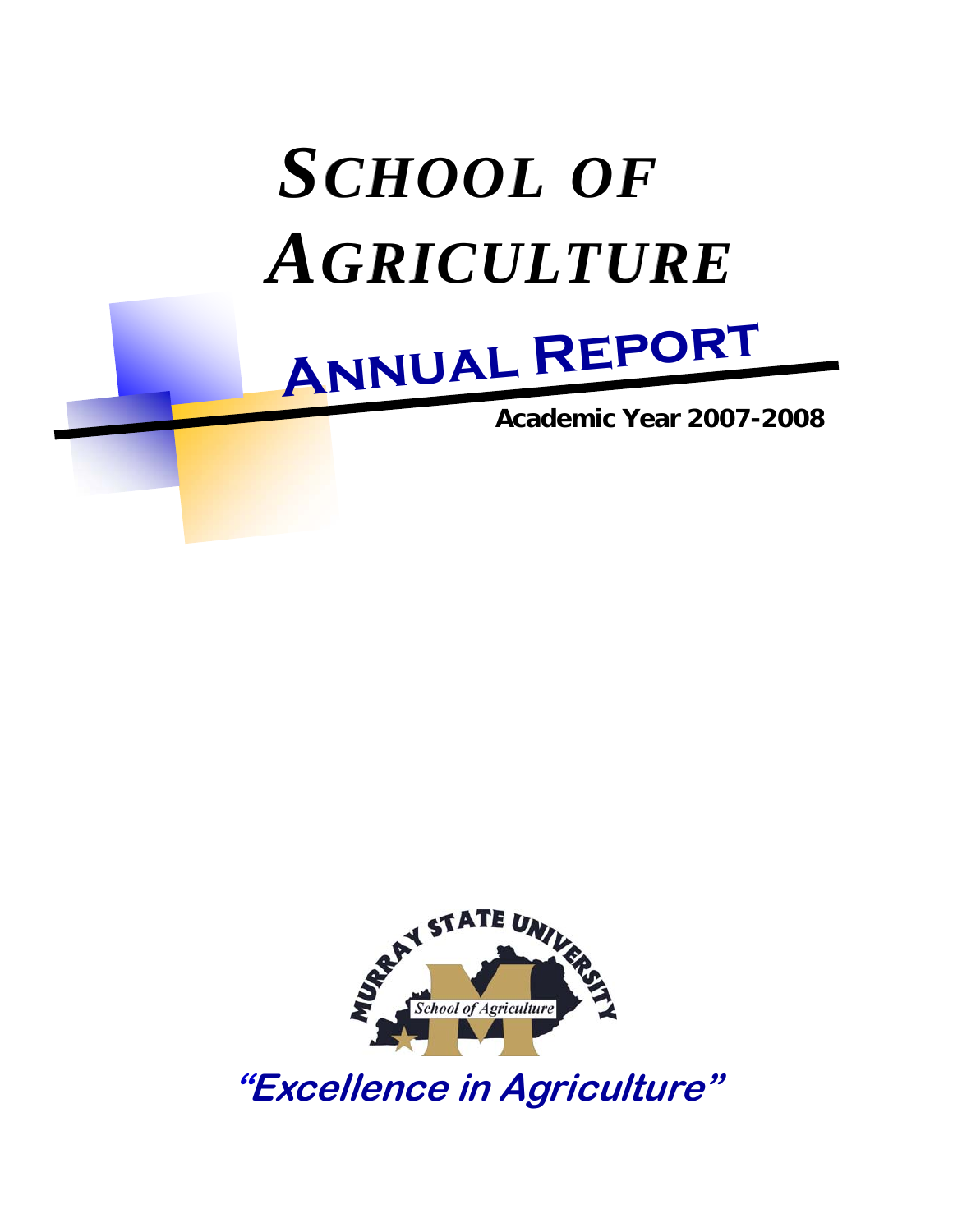# *SCHOOL OF AGRICULTURE*

## ANNUAL REPORT

**Academic Year 2007-2008**

MURRAY STATE UNIVERSITY

School of Agriculture

***"Excellence in Agriculture"***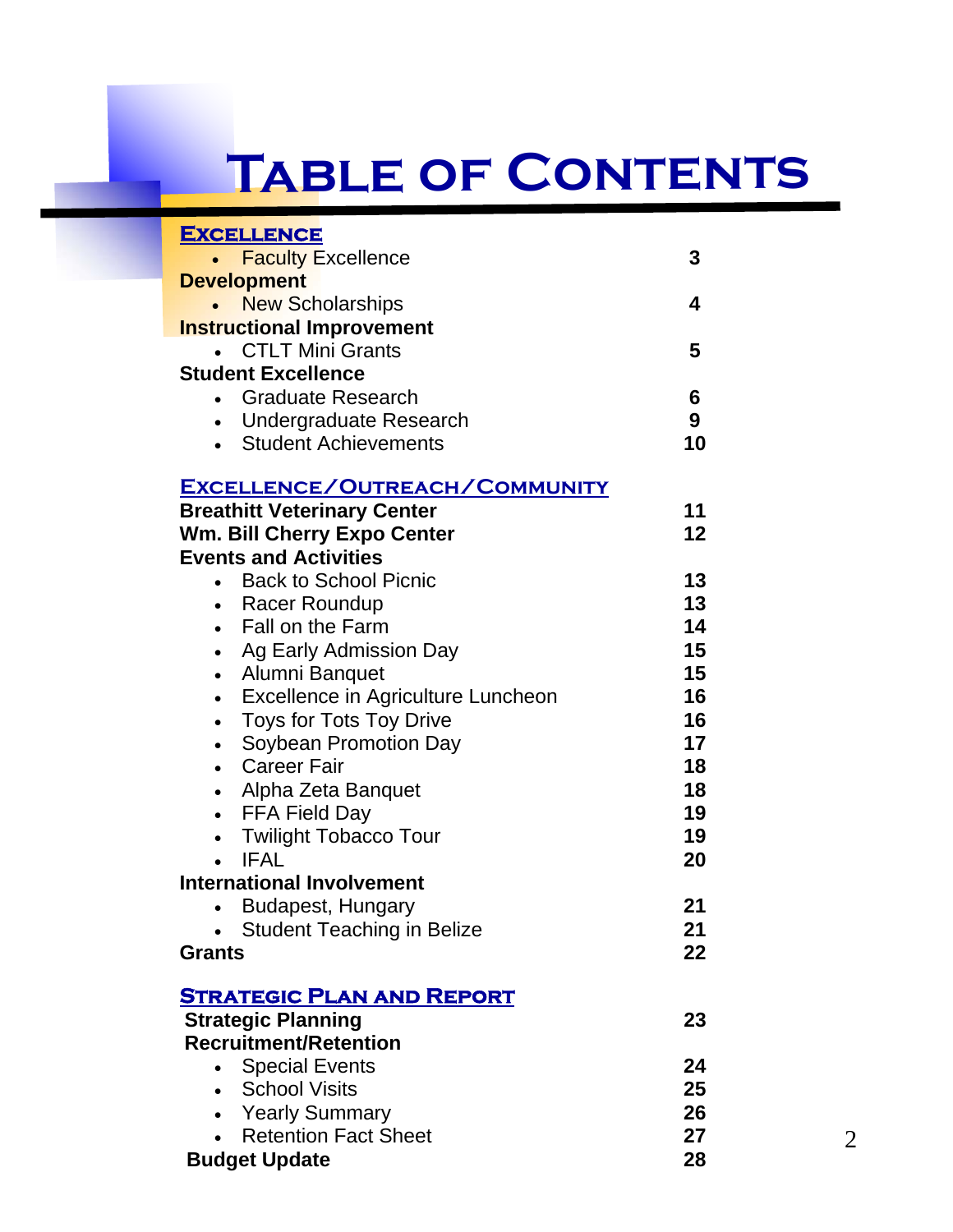# Table of Contents

## Excellence

| | |
|---|---|
| **Development** | |
| • Faculty Excellence | 3 |
| **Development** | |
| • New Scholarships | 4 |
| **Instructional Improvement** | |
| • CTLT Mini Grants | 5 |
| **Student Excellence** | |
| • Graduate Research | 6 |
| • Undergraduate Research | 9 |
| • Student Achievements | 10 |

## Excellence/Outreach/Community

| | |
|---|---|
| **Breathitt Veterinary Center** | 11 |
| **Wm. Bill Cherry Expo Center** | 12 |
| **Events and Activities** | |
| • Back to School Picnic | 13 |
| • Racer Roundup | 13 |
| • Fall on the Farm | 14 |
| • Ag Early Admission Day | 15 |
| • Alumni Banquet | 15 |
| • Excellence in Agriculture Luncheon | 16 |
| • Toys for Tots Toy Drive | 16 |
| • Soybean Promotion Day | 17 |
| • Career Fair | 18 |
| • Alpha Zeta Banquet | 18 |
| • FFA Field Day | 19 |
| • Twilight Tobacco Tour | 19 |
| • IFAL | 20 |
| **International Involvement** | |
| • Budapest, Hungary | 21 |
| • Student Teaching in Belize | 21 |
| **Grants** | 22 |

## Strategic Plan and Report

| | |
|---|---|
| **Strategic Planning** | 23 |
| **Recruitment/Retention** | |
| • Special Events | 24 |
| • School Visits | 25 |
| • Yearly Summary | 26 |
| • Retention Fact Sheet | 27 |
| **Budget Update** | 28 |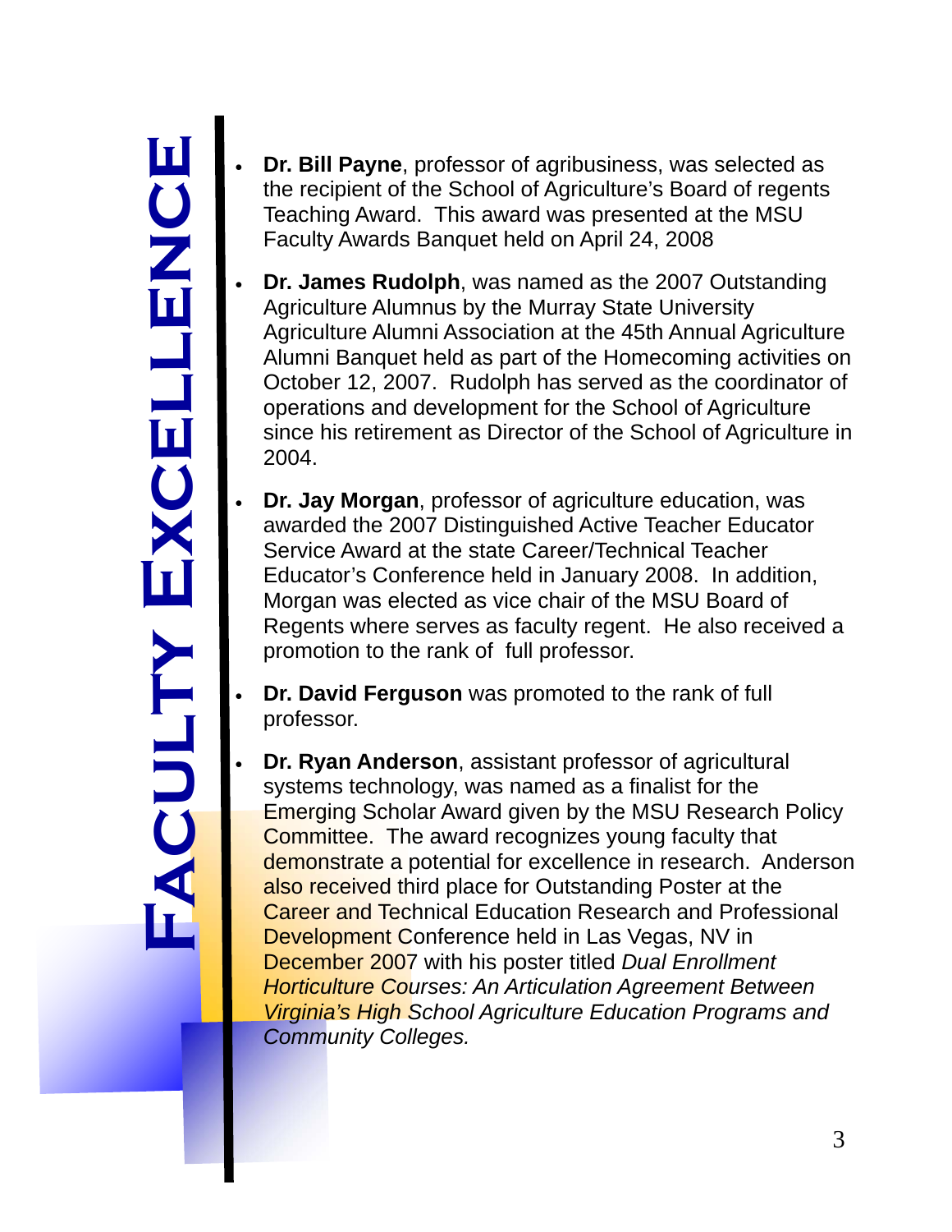# Faculty Excellence

- **Dr. Bill Payne**, professor of agribusiness, was selected as the recipient of the School of Agriculture's Board of regents Teaching Award. This award was presented at the MSU Faculty Awards Banquet held on April 24, 2008
- **Dr. James Rudolph**, was named as the 2007 Outstanding Agriculture Alumnus by the Murray State University Agriculture Alumni Association at the 45th Annual Agriculture Alumni Banquet held as part of the Homecoming activities on October 12, 2007. Rudolph has served as the coordinator of operations and development for the School of Agriculture since his retirement as Director of the School of Agriculture in 2004.
- **Dr. Jay Morgan**, professor of agriculture education, was awarded the 2007 Distinguished Active Teacher Educator Service Award at the state Career/Technical Teacher Educator's Conference held in January 2008. In addition, Morgan was elected as vice chair of the MSU Board of Regents where serves as faculty regent. He also received a promotion to the rank of full professor.
- **Dr. David Ferguson** was promoted to the rank of full professor.
- **Dr. Ryan Anderson**, assistant professor of agricultural systems technology, was named as a finalist for the Emerging Scholar Award given by the MSU Research Policy Committee. The award recognizes young faculty that demonstrate a potential for excellence in research. Anderson also received third place for Outstanding Poster at the Career and Technical Education Research and Professional Development Conference held in Las Vegas, NV in December 2007 with his poster titled *Dual Enrollment Horticulture Courses: An Articulation Agreement Between Virginia's High School Agriculture Education Programs and Community Colleges.*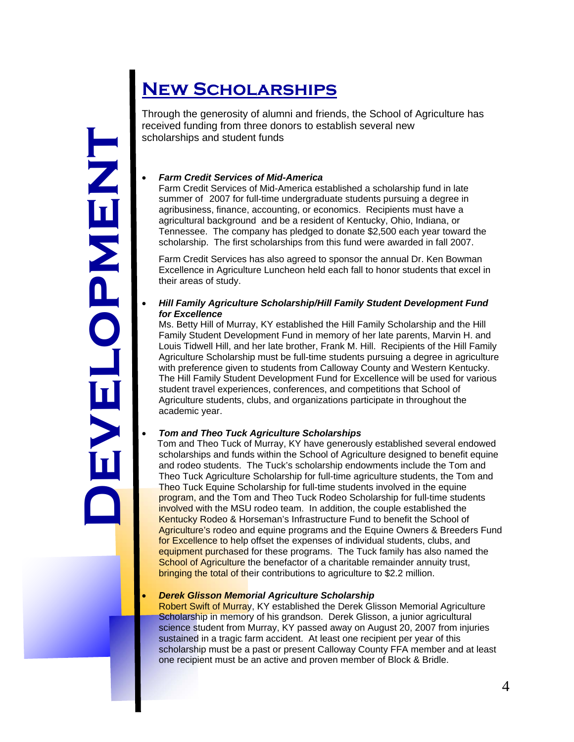DEVELOPMENT

## New Scholarships

Through the generosity of alumni and friends, the School of Agriculture has received funding from three donors to establish several new scholarships and student funds

- ***Farm Credit Services of Mid-America***
  Farm Credit Services of Mid-America established a scholarship fund in late summer of 2007 for full-time undergraduate students pursuing a degree in agribusiness, finance, accounting, or economics. Recipients must have a agricultural background and be a resident of Kentucky, Ohio, Indiana, or Tennessee. The company has pledged to donate $2,500 each year toward the scholarship. The first scholarships from this fund were awarded in fall 2007.

  Farm Credit Services has also agreed to sponsor the annual Dr. Ken Bowman Excellence in Agriculture Luncheon held each fall to honor students that excel in their areas of study.

- ***Hill Family Agriculture Scholarship/Hill Family Student Development Fund for Excellence***
  Ms. Betty Hill of Murray, KY established the Hill Family Scholarship and the Hill Family Student Development Fund in memory of her late parents, Marvin H. and Louis Tidwell Hill, and her late brother, Frank M. Hill. Recipients of the Hill Family Agriculture Scholarship must be full-time students pursuing a degree in agriculture with preference given to students from Calloway County and Western Kentucky. The Hill Family Student Development Fund for Excellence will be used for various student travel experiences, conferences, and competitions that School of Agriculture students, clubs, and organizations participate in throughout the academic year.

- ***Tom and Theo Tuck Agriculture Scholarships***
  Tom and Theo Tuck of Murray, KY have generously established several endowed scholarships and funds within the School of Agriculture designed to benefit equine and rodeo students. The Tuck's scholarship endowments include the Tom and Theo Tuck Agriculture Scholarship for full-time agriculture students, the Tom and Theo Tuck Equine Scholarship for full-time students involved in the equine program, and the Tom and Theo Tuck Rodeo Scholarship for full-time students involved with the MSU rodeo team. In addition, the couple established the Kentucky Rodeo & Horseman's Infrastructure Fund to benefit the School of Agriculture's rodeo and equine programs and the Equine Owners & Breeders Fund for Excellence to help offset the expenses of individual students, clubs, and equipment purchased for these programs. The Tuck family has also named the School of Agriculture the benefactor of a charitable remainder annuity trust, bringing the total of their contributions to agriculture to $2.2 million.

- ***Derek Glisson Memorial Agriculture Scholarship***
  Robert Swift of Murray, KY established the Derek Glisson Memorial Agriculture Scholarship in memory of his grandson. Derek Glisson, a junior agricultural science student from Murray, KY passed away on August 20, 2007 from injuries sustained in a tragic farm accident. At least one recipient per year of this scholarship must be a past or present Calloway County FFA member and at least one recipient must be an active and proven member of Block & Bridle.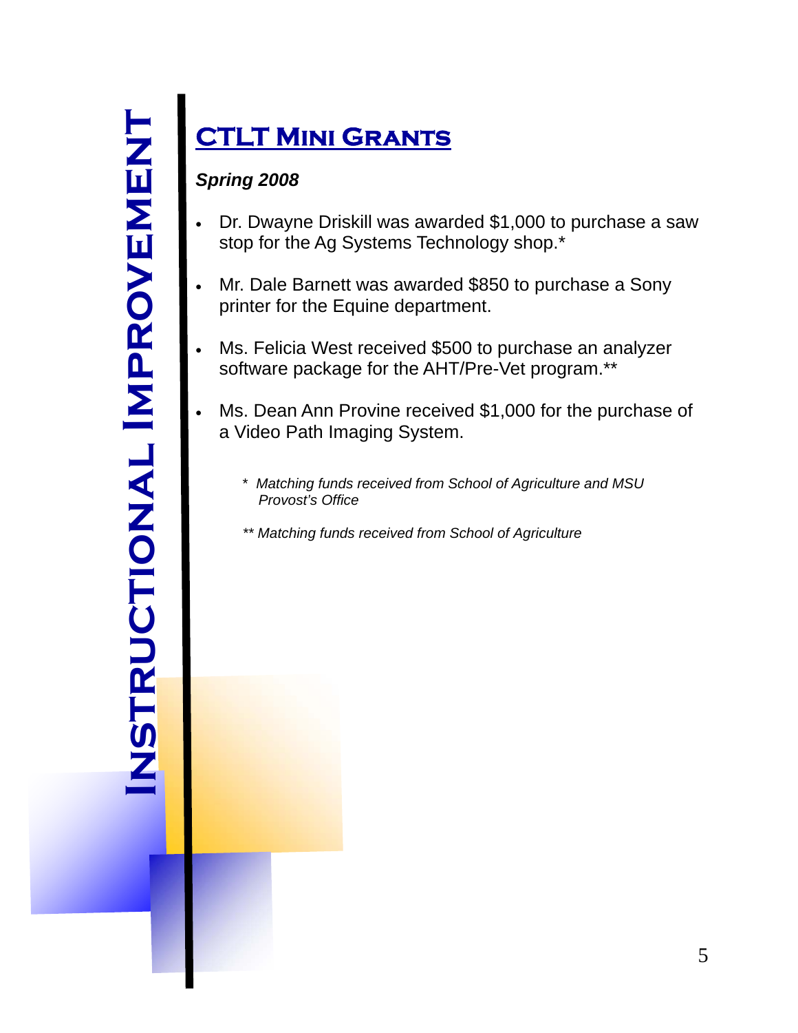# INSTRUCTIONAL IMPROVEMENT

## CTLT Mini Grants

***Spring 2008***

- Dr. Dwayne Driskill was awarded $1,000 to purchase a saw stop for the Ag Systems Technology shop.*
- Mr. Dale Barnett was awarded $850 to purchase a Sony printer for the Equine department.
- Ms. Felicia West received $500 to purchase an analyzer software package for the AHT/Pre-Vet program.**
- Ms. Dean Ann Provine received $1,000 for the purchase of a Video Path Imaging System.

*\* Matching funds received from School of Agriculture and MSU Provost's Office*

*\*\* Matching funds received from School of Agriculture*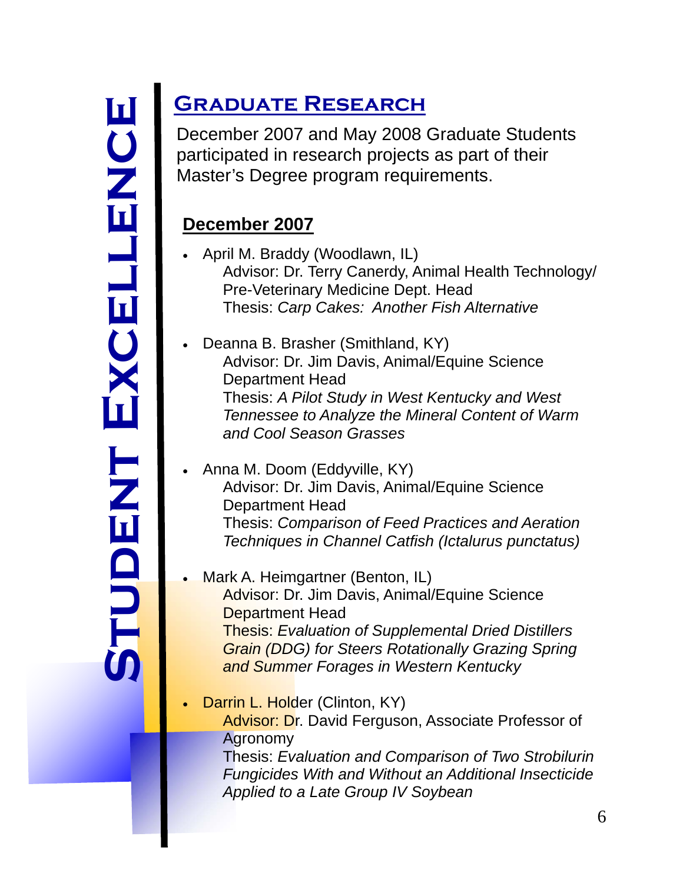# Student Excellence

## Graduate Research

December 2007 and May 2008 Graduate Students participated in research projects as part of their Master's Degree program requirements.

### December 2007

- April M. Braddy (Woodlawn, IL)
  Advisor: Dr. Terry Canerdy, Animal Health Technology/ Pre-Veterinary Medicine Dept. Head
  Thesis: *Carp Cakes: Another Fish Alternative*

- Deanna B. Brasher (Smithland, KY)
  Advisor: Dr. Jim Davis, Animal/Equine Science Department Head
  Thesis: *A Pilot Study in West Kentucky and West Tennessee to Analyze the Mineral Content of Warm and Cool Season Grasses*

- Anna M. Doom (Eddyville, KY)
  Advisor: Dr. Jim Davis, Animal/Equine Science Department Head
  Thesis: *Comparison of Feed Practices and Aeration Techniques in Channel Catfish (Ictalurus punctatus)*

- Mark A. Heimgartner (Benton, IL)
  Advisor: Dr. Jim Davis, Animal/Equine Science Department Head
  Thesis: *Evaluation of Supplemental Dried Distillers Grain (DDG) for Steers Rotationally Grazing Spring and Summer Forages in Western Kentucky*

- Darrin L. Holder (Clinton, KY)
  Advisor: Dr. David Ferguson, Associate Professor of Agronomy
  Thesis: *Evaluation and Comparison of Two Strobilurin Fungicides With and Without an Additional Insecticide Applied to a Late Group IV Soybean*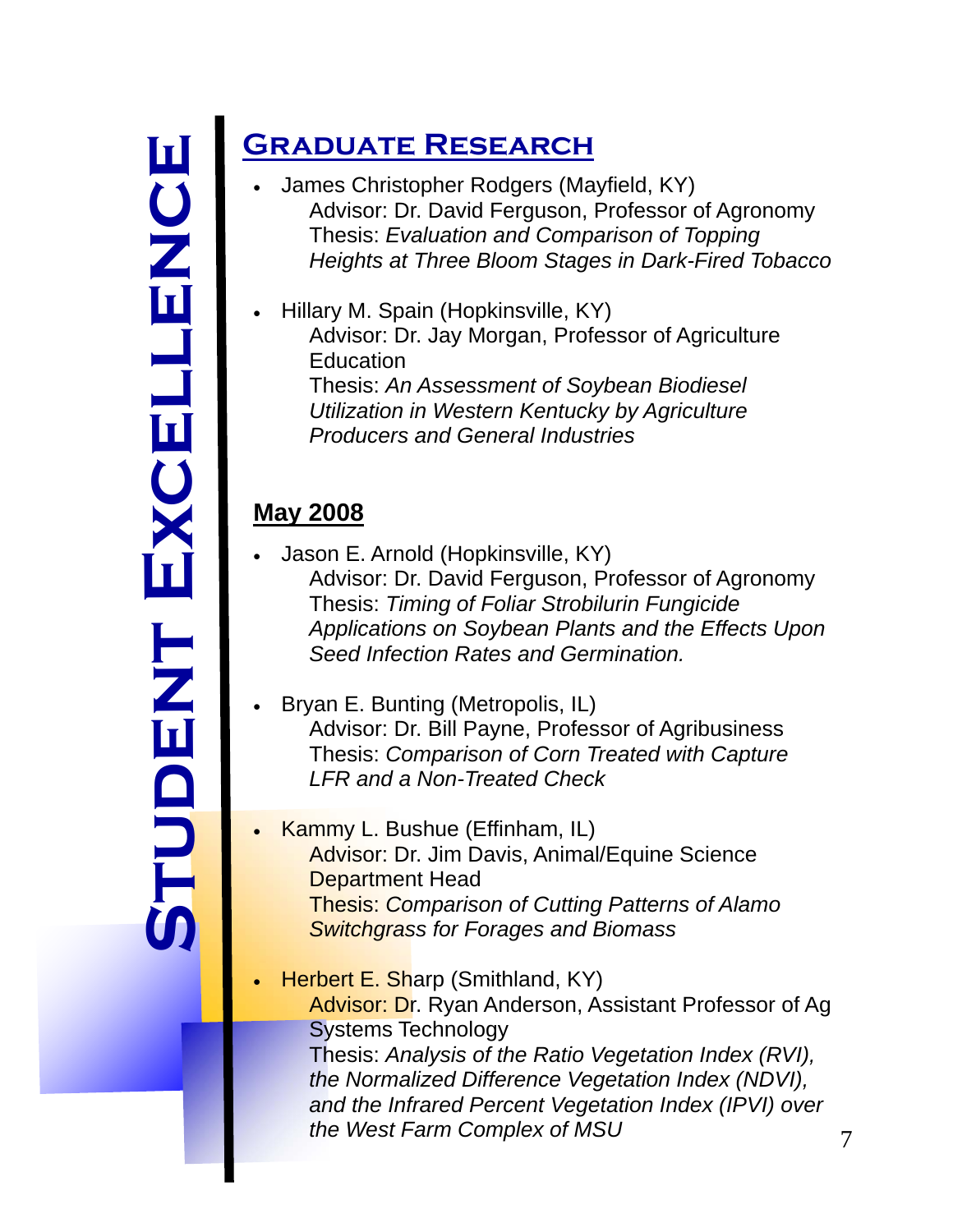# Student Excellence

## Graduate Research

- James Christopher Rodgers (Mayfield, KY)
  Advisor: Dr. David Ferguson, Professor of Agronomy
  Thesis: *Evaluation and Comparison of Topping Heights at Three Bloom Stages in Dark-Fired Tobacco*

- Hillary M. Spain (Hopkinsville, KY)
  Advisor: Dr. Jay Morgan, Professor of Agriculture Education
  Thesis: *An Assessment of Soybean Biodiesel Utilization in Western Kentucky by Agriculture Producers and General Industries*

### May 2008

- Jason E. Arnold (Hopkinsville, KY)
  Advisor: Dr. David Ferguson, Professor of Agronomy
  Thesis: *Timing of Foliar Strobilurin Fungicide Applications on Soybean Plants and the Effects Upon Seed Infection Rates and Germination.*

- Bryan E. Bunting (Metropolis, IL)
  Advisor: Dr. Bill Payne, Professor of Agribusiness
  Thesis: *Comparison of Corn Treated with Capture LFR and a Non-Treated Check*

- Kammy L. Bushue (Effinham, IL)
  Advisor: Dr. Jim Davis, Animal/Equine Science Department Head
  Thesis: *Comparison of Cutting Patterns of Alamo Switchgrass for Forages and Biomass*

- Herbert E. Sharp (Smithland, KY)
  Advisor: Dr. Ryan Anderson, Assistant Professor of Ag Systems Technology
  Thesis: *Analysis of the Ratio Vegetation Index (RVI), the Normalized Difference Vegetation Index (NDVI), and the Infrared Percent Vegetation Index (IPVI) over the West Farm Complex of MSU*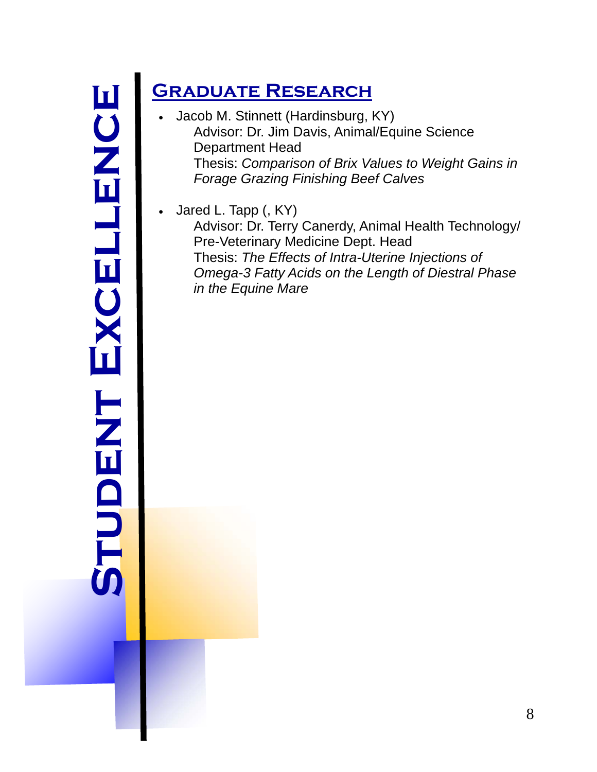# Student Excellence

## Graduate Research

- Jacob M. Stinnett (Hardinsburg, KY)
  Advisor: Dr. Jim Davis, Animal/Equine Science Department Head
  Thesis: *Comparison of Brix Values to Weight Gains in Forage Grazing Finishing Beef Calves*

- Jared L. Tapp (, KY)
  Advisor: Dr. Terry Canerdy, Animal Health Technology/ Pre-Veterinary Medicine Dept. Head
  Thesis: *The Effects of Intra-Uterine Injections of Omega-3 Fatty Acids on the Length of Diestral Phase in the Equine Mare*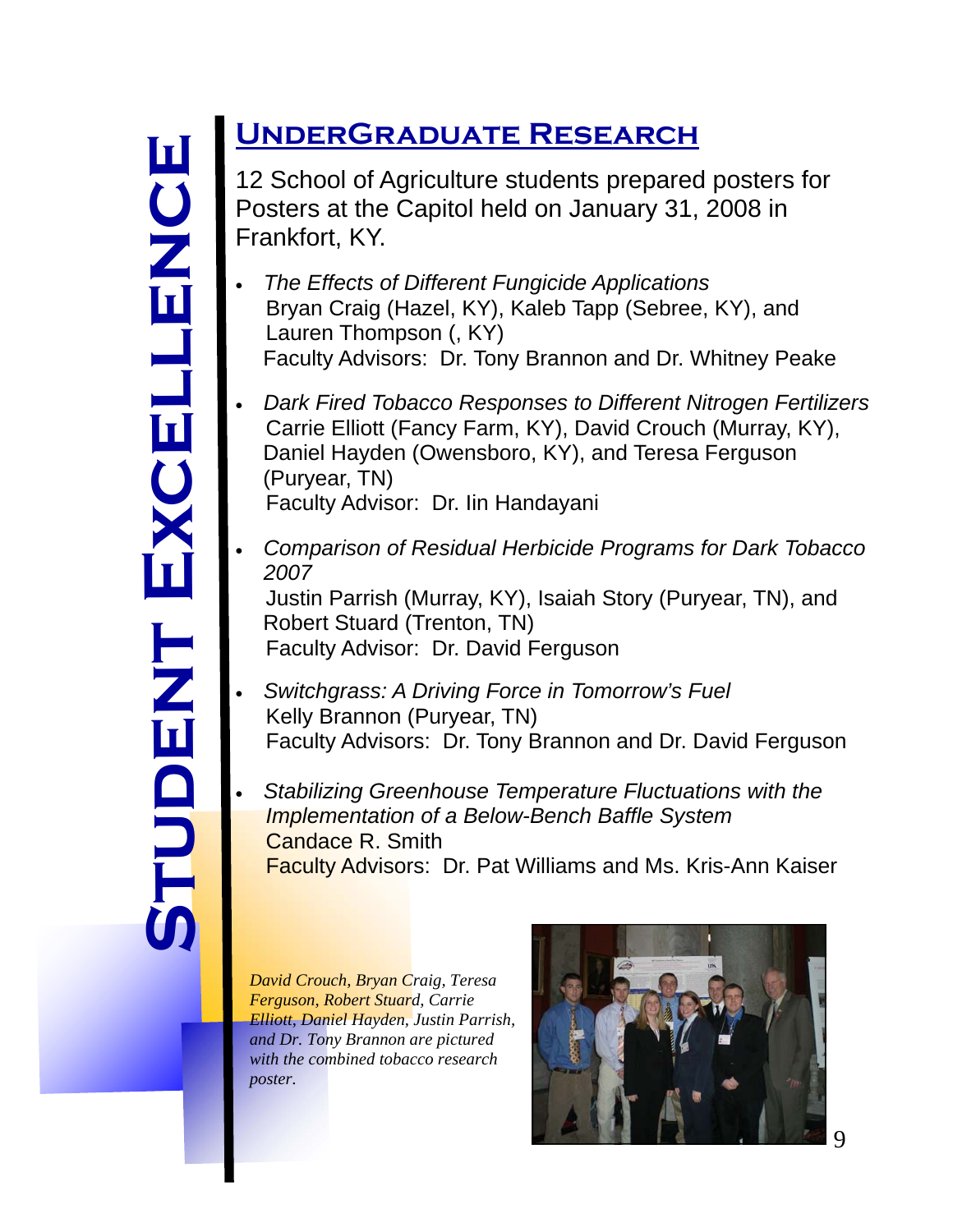# Student Excellence

## UnderGraduate Research

12 School of Agriculture students prepared posters for Posters at the Capitol held on January 31, 2008 in Frankfort, KY.

- *The Effects of Different Fungicide Applications*
  Bryan Craig (Hazel, KY), Kaleb Tapp (Sebree, KY), and Lauren Thompson (, KY)
  Faculty Advisors: Dr. Tony Brannon and Dr. Whitney Peake

- *Dark Fired Tobacco Responses to Different Nitrogen Fertilizers*
  Carrie Elliott (Fancy Farm, KY), David Crouch (Murray, KY), Daniel Hayden (Owensboro, KY), and Teresa Ferguson (Puryear, TN)
  Faculty Advisor: Dr. Iin Handayani

- *Comparison of Residual Herbicide Programs for Dark Tobacco 2007*
  Justin Parrish (Murray, KY), Isaiah Story (Puryear, TN), and Robert Stuard (Trenton, TN)
  Faculty Advisor: Dr. David Ferguson

- *Switchgrass: A Driving Force in Tomorrow's Fuel*
  Kelly Brannon (Puryear, TN)
  Faculty Advisors: Dr. Tony Brannon and Dr. David Ferguson

- *Stabilizing Greenhouse Temperature Fluctuations with the Implementation of a Below-Bench Baffle System*
  Candace R. Smith
  Faculty Advisors: Dr. Pat Williams and Ms. Kris-Ann Kaiser

*David Crouch, Bryan Craig, Teresa Ferguson, Robert Stuard, Carrie Elliott, Daniel Hayden, Justin Parrish, and Dr. Tony Brannon are pictured with the combined tobacco research poster.*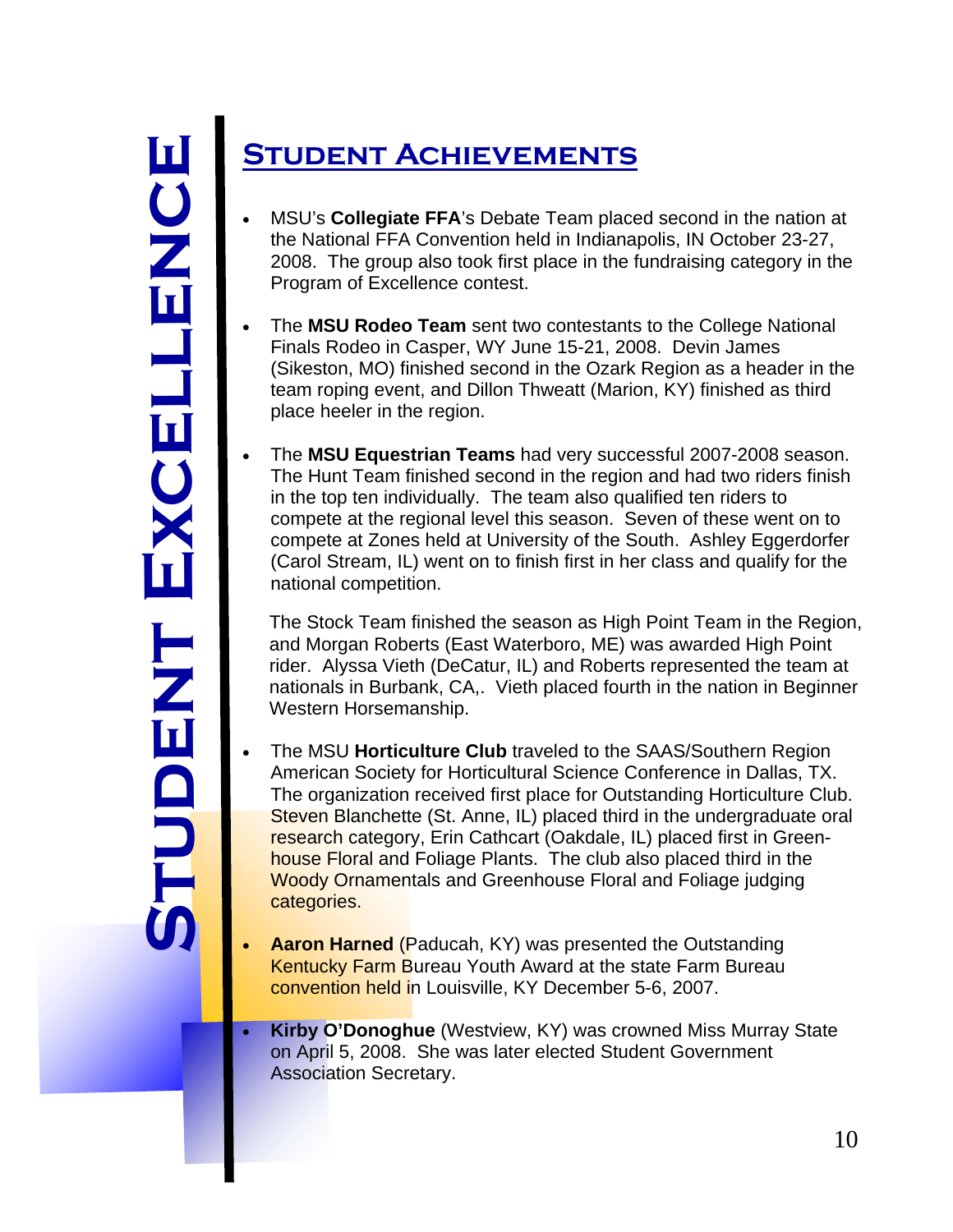# Student Excellence

## Student Achievements

- MSU's **Collegiate FFA**'s Debate Team placed second in the nation at the National FFA Convention held in Indianapolis, IN October 23-27, 2008. The group also took first place in the fundraising category in the Program of Excellence contest.

- The **MSU Rodeo Team** sent two contestants to the College National Finals Rodeo in Casper, WY June 15-21, 2008. Devin James (Sikeston, MO) finished second in the Ozark Region as a header in the team roping event, and Dillon Thweatt (Marion, KY) finished as third place heeler in the region.

- The **MSU Equestrian Teams** had very successful 2007-2008 season. The Hunt Team finished second in the region and had two riders finish in the top ten individually. The team also qualified ten riders to compete at the regional level this season. Seven of these went on to compete at Zones held at University of the South. Ashley Eggerdorfer (Carol Stream, IL) went on to finish first in her class and qualify for the national competition.

  The Stock Team finished the season as High Point Team in the Region, and Morgan Roberts (East Waterboro, ME) was awarded High Point rider. Alyssa Vieth (DeCatur, IL) and Roberts represented the team at nationals in Burbank, CA,. Vieth placed fourth in the nation in Beginner Western Horsemanship.

- The MSU **Horticulture Club** traveled to the SAAS/Southern Region American Society for Horticultural Science Conference in Dallas, TX. The organization received first place for Outstanding Horticulture Club. Steven Blanchette (St. Anne, IL) placed third in the undergraduate oral research category, Erin Cathcart (Oakdale, IL) placed first in Green-house Floral and Foliage Plants. The club also placed third in the Woody Ornamentals and Greenhouse Floral and Foliage judging categories.

- **Aaron Harned** (Paducah, KY) was presented the Outstanding Kentucky Farm Bureau Youth Award at the state Farm Bureau convention held in Louisville, KY December 5-6, 2007.

- **Kirby O'Donoghue** (Westview, KY) was crowned Miss Murray State on April 5, 2008. She was later elected Student Government Association Secretary.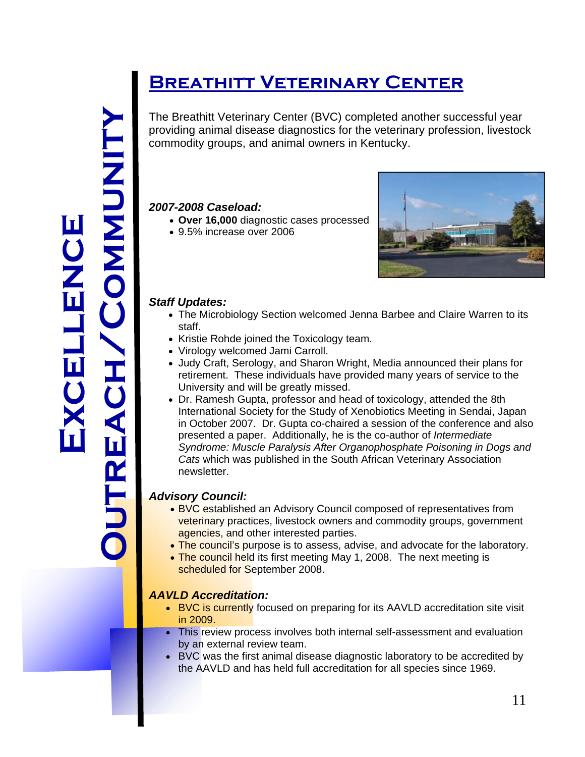# Breathitt Veterinary Center

The Breathitt Veterinary Center (BVC) completed another successful year providing animal disease diagnostics for the veterinary profession, livestock commodity groups, and animal owners in Kentucky.

***2007-2008 Caseload:***

- **Over 16,000** diagnostic cases processed
- 9.5% increase over 2006

***Staff Updates:***

- The Microbiology Section welcomed Jenna Barbee and Claire Warren to its staff.
- Kristie Rohde joined the Toxicology team.
- Virology welcomed Jami Carroll.
- Judy Craft, Serology, and Sharon Wright, Media announced their plans for retirement. These individuals have provided many years of service to the University and will be greatly missed.
- Dr. Ramesh Gupta, professor and head of toxicology, attended the 8th International Society for the Study of Xenobiotics Meeting in Sendai, Japan in October 2007. Dr. Gupta co-chaired a session of the conference and also presented a paper. Additionally, he is the co-author of *Intermediate Syndrome: Muscle Paralysis After Organophosphate Poisoning in Dogs and Cats* which was published in the South African Veterinary Association newsletter.

***Advisory Council:***

- BVC established an Advisory Council composed of representatives from veterinary practices, livestock owners and commodity groups, government agencies, and other interested parties.
- The council's purpose is to assess, advise, and advocate for the laboratory.
- The council held its first meeting May 1, 2008. The next meeting is scheduled for September 2008.

***AAVLD Accreditation:***

- BVC is currently focused on preparing for its AAVLD accreditation site visit in 2009.
- This review process involves both internal self-assessment and evaluation by an external review team.
- BVC was the first animal disease diagnostic laboratory to be accredited by the AAVLD and has held full accreditation for all species since 1969.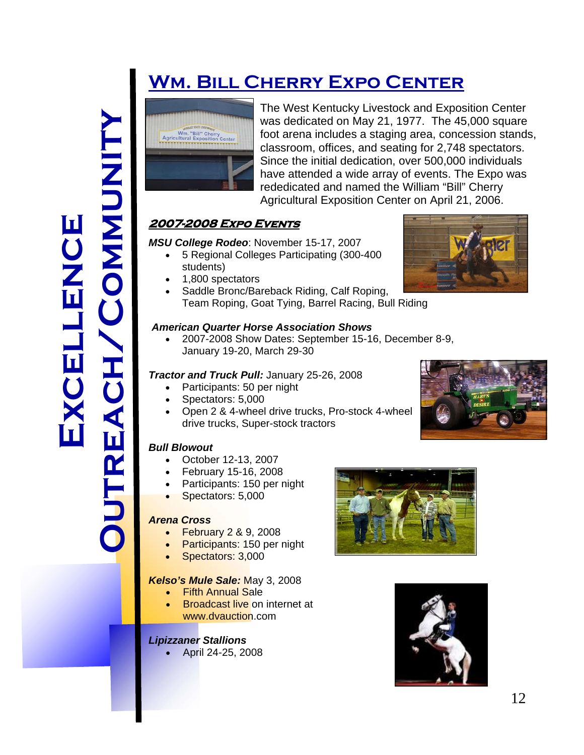# Wm. Bill Cherry Expo Center

The West Kentucky Livestock and Exposition Center was dedicated on May 21, 1977. The 45,000 square foot arena includes a staging area, concession stands, classroom, offices, and seating for 2,748 spectators. Since the initial dedication, over 500,000 individuals have attended a wide array of events. The Expo was rededicated and named the William "Bill" Cherry Agricultural Exposition Center on April 21, 2006.

## 2007-2008 Expo Events

***MSU College Rodeo***: November 15-17, 2007

- 5 Regional Colleges Participating (300-400 students)
- 1,800 spectators
- Saddle Bronc/Bareback Riding, Calf Roping, Team Roping, Goat Tying, Barrel Racing, Bull Riding

***American Quarter Horse Association Shows***

- 2007-2008 Show Dates: September 15-16, December 8-9, January 19-20, March 29-30

***Tractor and Truck Pull:*** January 25-26, 2008

- Participants: 50 per night
- Spectators: 5,000
- Open 2 & 4-wheel drive trucks, Pro-stock 4-wheel drive trucks, Super-stock tractors

***Bull Blowout***

- October 12-13, 2007
- February 15-16, 2008
- Participants: 150 per night
- Spectators: 5,000

***Arena Cross***

- February 2 & 9, 2008
- Participants: 150 per night
- Spectators: 3,000

***Kelso's Mule Sale:*** May 3, 2008

- Fifth Annual Sale
- Broadcast live on internet at www.dvauction.com

***Lipizzaner Stallions***

- April 24-25, 2008

Excellence

Outreach/Community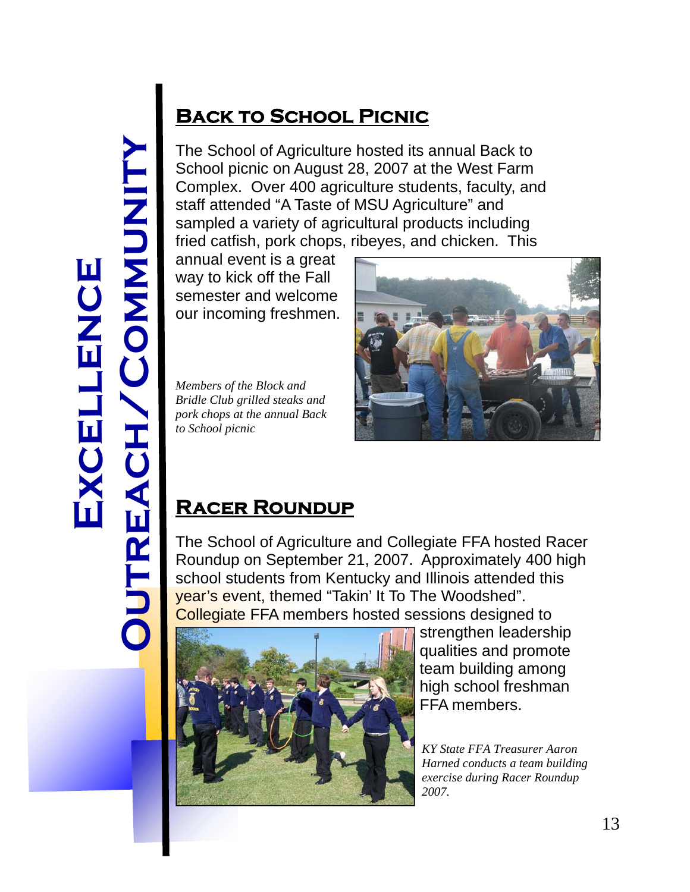Excellence Outreach/Community

## Back to School Picnic

The School of Agriculture hosted its annual Back to School picnic on August 28, 2007 at the West Farm Complex. Over 400 agriculture students, faculty, and staff attended "A Taste of MSU Agriculture" and sampled a variety of agricultural products including fried catfish, pork chops, ribeyes, and chicken. This annual event is a great way to kick off the Fall semester and welcome our incoming freshmen.

*Members of the Block and Bridle Club grilled steaks and pork chops at the annual Back to School picnic*

## Racer Roundup

The School of Agriculture and Collegiate FFA hosted Racer Roundup on September 21, 2007. Approximately 400 high school students from Kentucky and Illinois attended this year's event, themed "Takin' It To The Woodshed". Collegiate FFA members hosted sessions designed to strengthen leadership qualities and promote team building among high school freshman FFA members.

*KY State FFA Treasurer Aaron Harned conducts a team building exercise during Racer Roundup 2007.*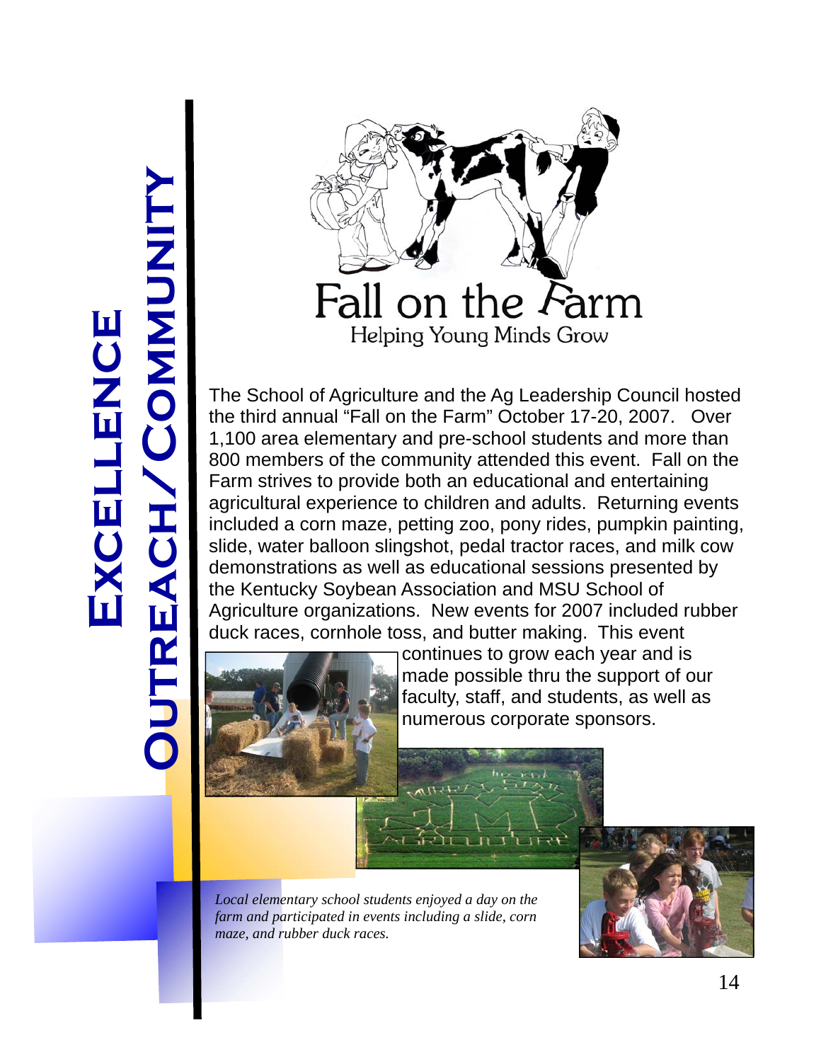# Excellence

## Outreach/Community

# Fall on the Farm

### Helping Young Minds Grow

The School of Agriculture and the Ag Leadership Council hosted the third annual "Fall on the Farm" October 17-20, 2007. Over 1,100 area elementary and pre-school students and more than 800 members of the community attended this event. Fall on the Farm strives to provide both an educational and entertaining agricultural experience to children and adults. Returning events included a corn maze, petting zoo, pony rides, pumpkin painting, slide, water balloon slingshot, pedal tractor races, and milk cow demonstrations as well as educational sessions presented by the Kentucky Soybean Association and MSU School of Agriculture organizations. New events for 2007 included rubber duck races, cornhole toss, and butter making. This event continues to grow each year and is made possible thru the support of our faculty, staff, and students, as well as numerous corporate sponsors.

*Local elementary school students enjoyed a day on the farm and participated in events including a slide, corn maze, and rubber duck races.*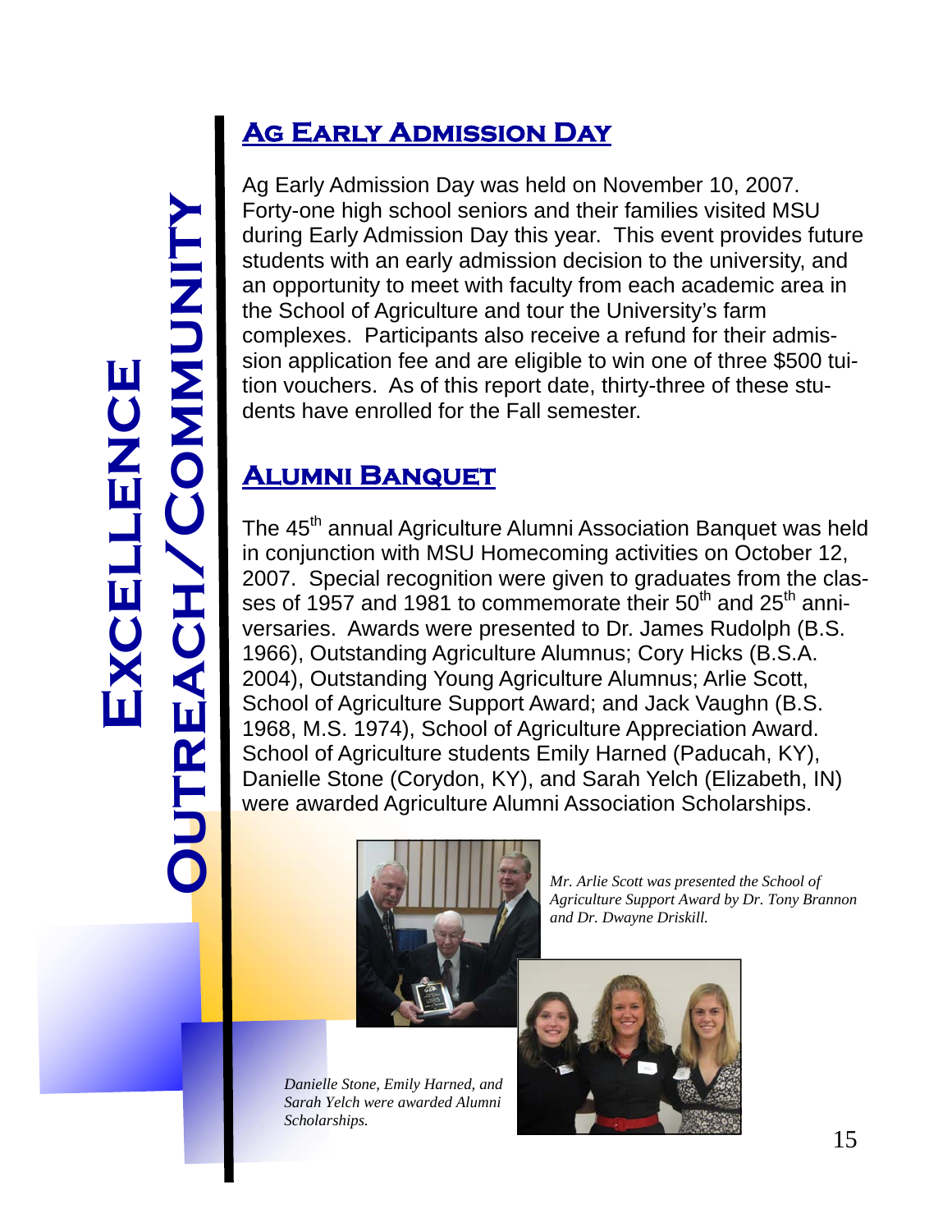# Excellence

## Outreach/Community

### Ag Early Admission Day

Ag Early Admission Day was held on November 10, 2007. Forty-one high school seniors and their families visited MSU during Early Admission Day this year. This event provides future students with an early admission decision to the university, and an opportunity to meet with faculty from each academic area in the School of Agriculture and tour the University's farm complexes. Participants also receive a refund for their admission application fee and are eligible to win one of three $500 tuition vouchers. As of this report date, thirty-three of these students have enrolled for the Fall semester.

### Alumni Banquet

The 45th annual Agriculture Alumni Association Banquet was held in conjunction with MSU Homecoming activities on October 12, 2007. Special recognition were given to graduates from the classes of 1957 and 1981 to commemorate their 50th and 25th anniversaries. Awards were presented to Dr. James Rudolph (B.S. 1966), Outstanding Agriculture Alumnus; Cory Hicks (B.S.A. 2004), Outstanding Young Agriculture Alumnus; Arlie Scott, School of Agriculture Support Award; and Jack Vaughn (B.S. 1968, M.S. 1974), School of Agriculture Appreciation Award. School of Agriculture students Emily Harned (Paducah, KY), Danielle Stone (Corydon, KY), and Sarah Yelch (Elizabeth, IN) were awarded Agriculture Alumni Association Scholarships.

*Mr. Arlie Scott was presented the School of Agriculture Support Award by Dr. Tony Brannon and Dr. Dwayne Driskill.*

*Danielle Stone, Emily Harned, and Sarah Yelch were awarded Alumni Scholarships.*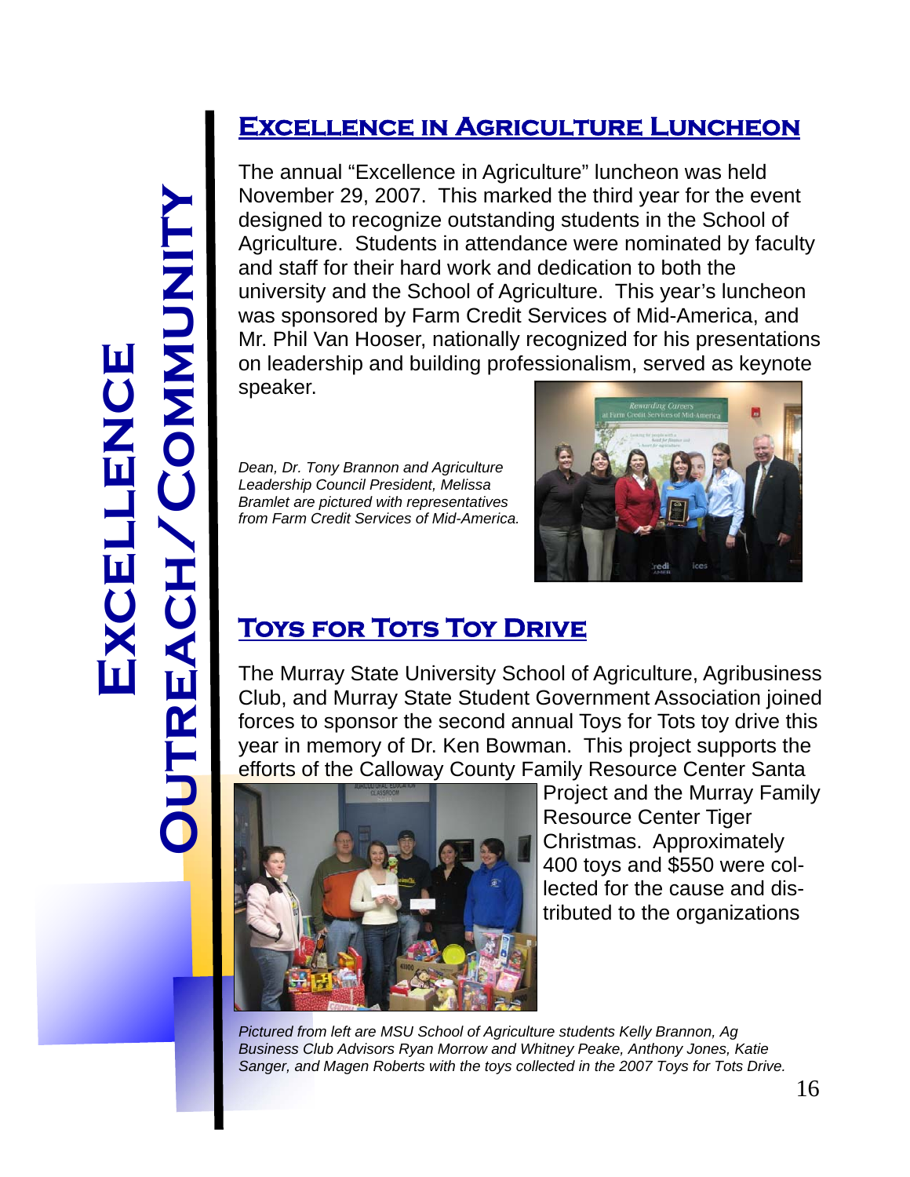# Excellence Outreach/Community

## Excellence in Agriculture Luncheon

The annual "Excellence in Agriculture" luncheon was held November 29, 2007. This marked the third year for the event designed to recognize outstanding students in the School of Agriculture. Students in attendance were nominated by faculty and staff for their hard work and dedication to both the university and the School of Agriculture. This year's luncheon was sponsored by Farm Credit Services of Mid-America, and Mr. Phil Van Hooser, nationally recognized for his presentations on leadership and building professionalism, served as keynote speaker.

*Dean, Dr. Tony Brannon and Agriculture Leadership Council President, Melissa Bramlet are pictured with representatives from Farm Credit Services of Mid-America.*

## Toys for Tots Toy Drive

The Murray State University School of Agriculture, Agribusiness Club, and Murray State Student Government Association joined forces to sponsor the second annual Toys for Tots toy drive this year in memory of Dr. Ken Bowman. This project supports the efforts of the Calloway County Family Resource Center Santa Project and the Murray Family Resource Center Tiger Christmas. Approximately 400 toys and $550 were collected for the cause and distributed to the organizations

*Pictured from left are MSU School of Agriculture students Kelly Brannon, Ag Business Club Advisors Ryan Morrow and Whitney Peake, Anthony Jones, Katie Sanger, and Magen Roberts with the toys collected in the 2007 Toys for Tots Drive.*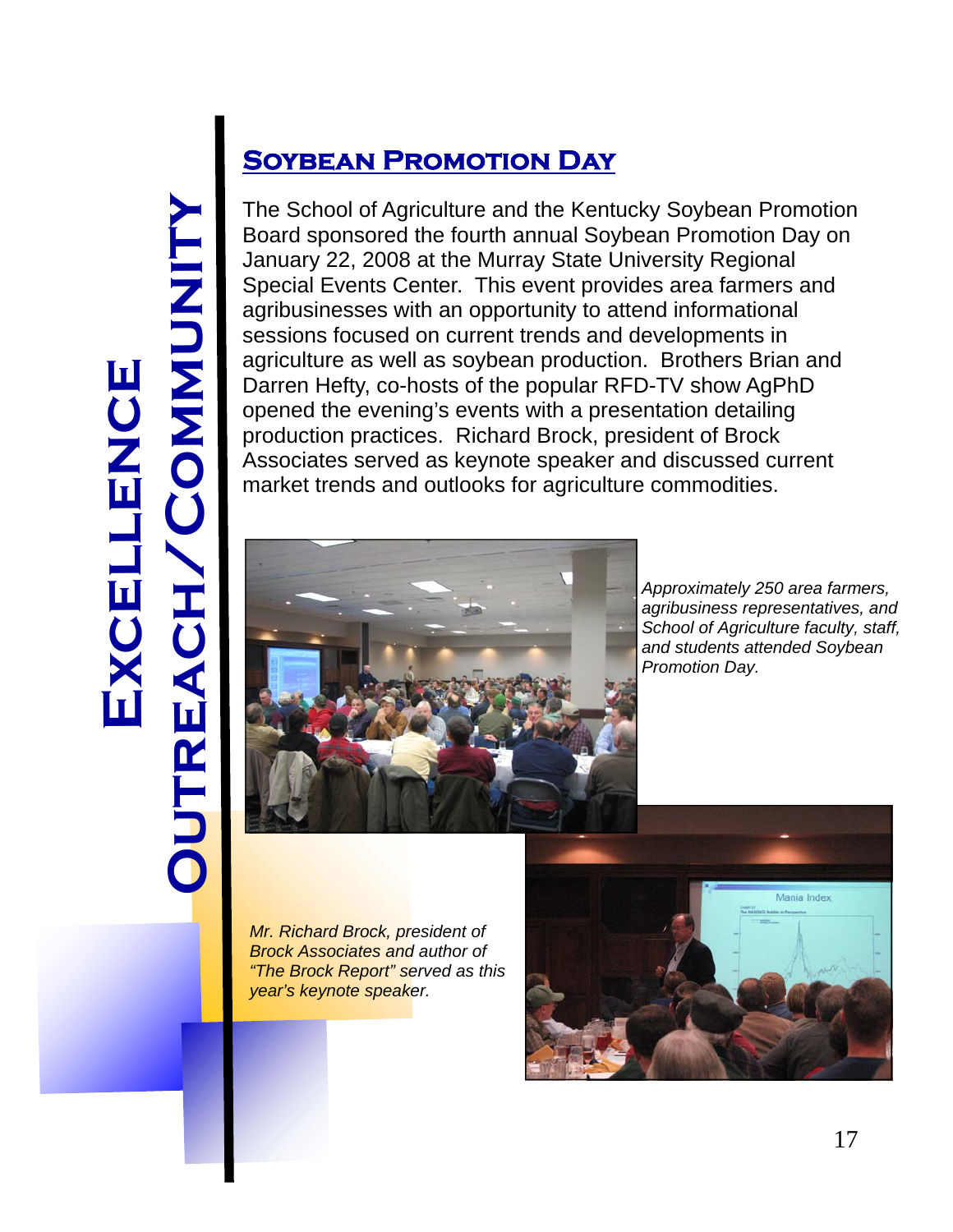# Excellence

## Outreach/Community

### Soybean Promotion Day

The School of Agriculture and the Kentucky Soybean Promotion Board sponsored the fourth annual Soybean Promotion Day on January 22, 2008 at the Murray State University Regional Special Events Center. This event provides area farmers and agribusinesses with an opportunity to attend informational sessions focused on current trends and developments in agriculture as well as soybean production. Brothers Brian and Darren Hefty, co-hosts of the popular RFD-TV show AgPhD opened the evening's events with a presentation detailing production practices. Richard Brock, president of Brock Associates served as keynote speaker and discussed current market trends and outlooks for agriculture commodities.

*Approximately 250 area farmers, agribusiness representatives, and School of Agriculture faculty, staff, and students attended Soybean Promotion Day.*

*Mr. Richard Brock, president of Brock Associates and author of "The Brock Report" served as this year's keynote speaker.*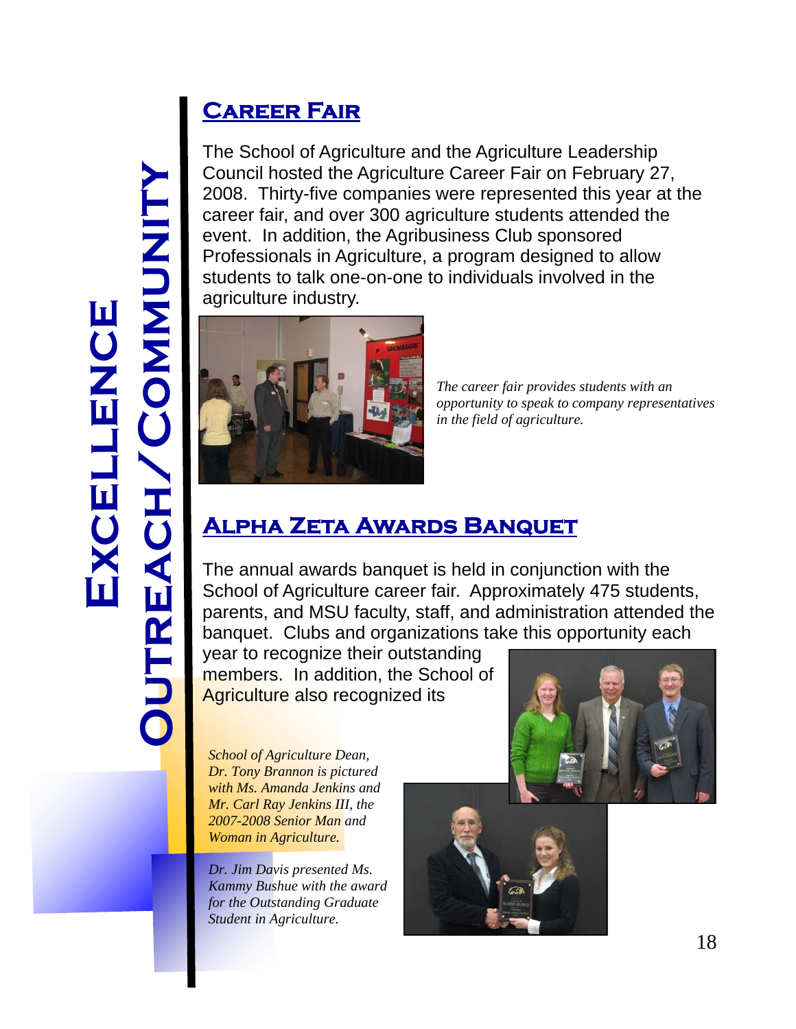# Excellence

## Outreach/Community

### Career Fair

The School of Agriculture and the Agriculture Leadership Council hosted the Agriculture Career Fair on February 27, 2008. Thirty-five companies were represented this year at the career fair, and over 300 agriculture students attended the event. In addition, the Agribusiness Club sponsored Professionals in Agriculture, a program designed to allow students to talk one-on-one to individuals involved in the agriculture industry.

*The career fair provides students with an opportunity to speak to company representatives in the field of agriculture.*

### Alpha Zeta Awards Banquet

The annual awards banquet is held in conjunction with the School of Agriculture career fair. Approximately 475 students, parents, and MSU faculty, staff, and administration attended the banquet. Clubs and organizations take this opportunity each year to recognize their outstanding members. In addition, the School of Agriculture also recognized its

*School of Agriculture Dean, Dr. Tony Brannon is pictured with Ms. Amanda Jenkins and Mr. Carl Ray Jenkins III, the 2007-2008 Senior Man and Woman in Agriculture.*

*Dr. Jim Davis presented Ms. Kammy Bushue with the award for the Outstanding Graduate Student in Agriculture.*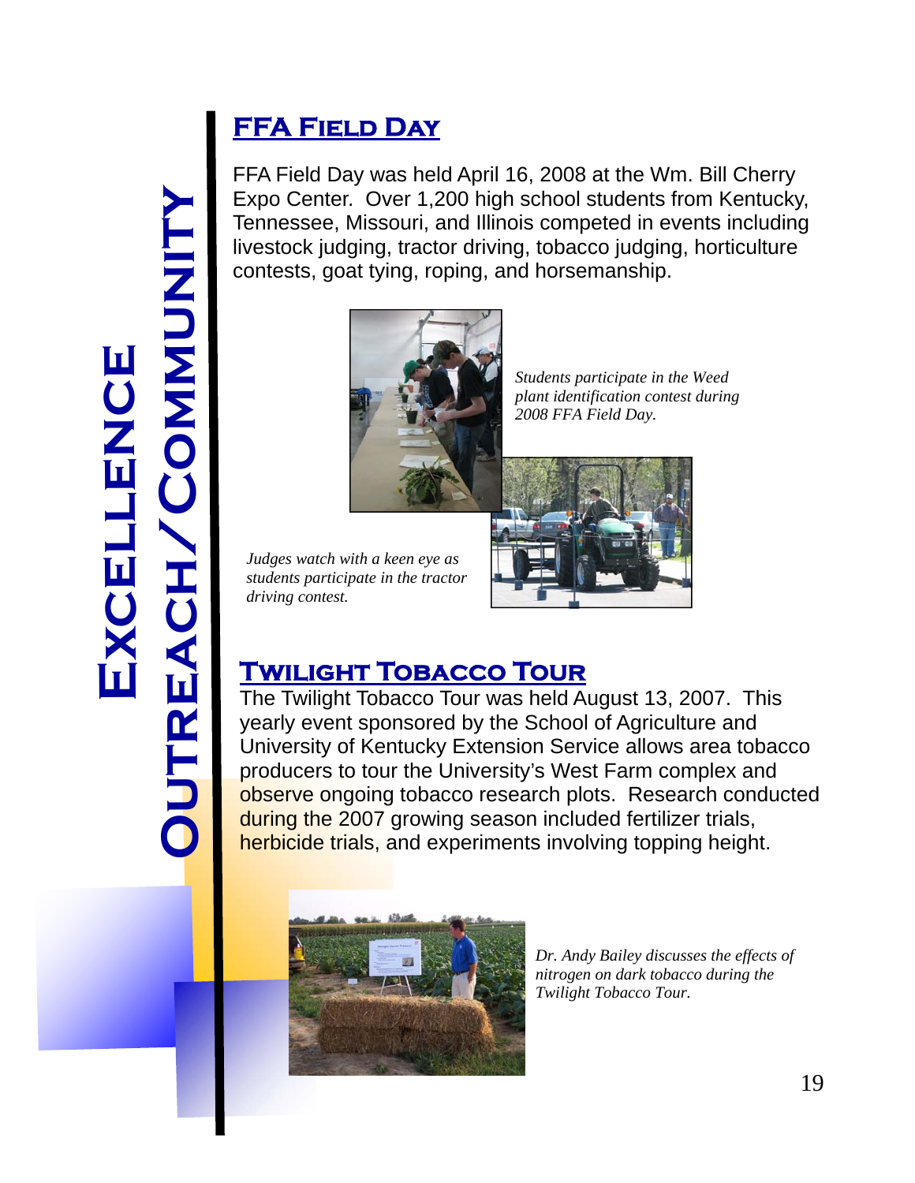# Excellence

## Outreach/Community

### FFA Field Day

FFA Field Day was held April 16, 2008 at the Wm. Bill Cherry Expo Center. Over 1,200 high school students from Kentucky, Tennessee, Missouri, and Illinois competed in events including livestock judging, tractor driving, tobacco judging, horticulture contests, goat tying, roping, and horsemanship.

*Students participate in the Weed plant identification contest during 2008 FFA Field Day.*

*Judges watch with a keen eye as students participate in the tractor driving contest.*

### Twilight Tobacco Tour

The Twilight Tobacco Tour was held August 13, 2007. This yearly event sponsored by the School of Agriculture and University of Kentucky Extension Service allows area tobacco producers to tour the University's West Farm complex and observe ongoing tobacco research plots. Research conducted during the 2007 growing season included fertilizer trials, herbicide trials, and experiments involving topping height.

*Dr. Andy Bailey discusses the effects of nitrogen on dark tobacco during the Twilight Tobacco Tour.*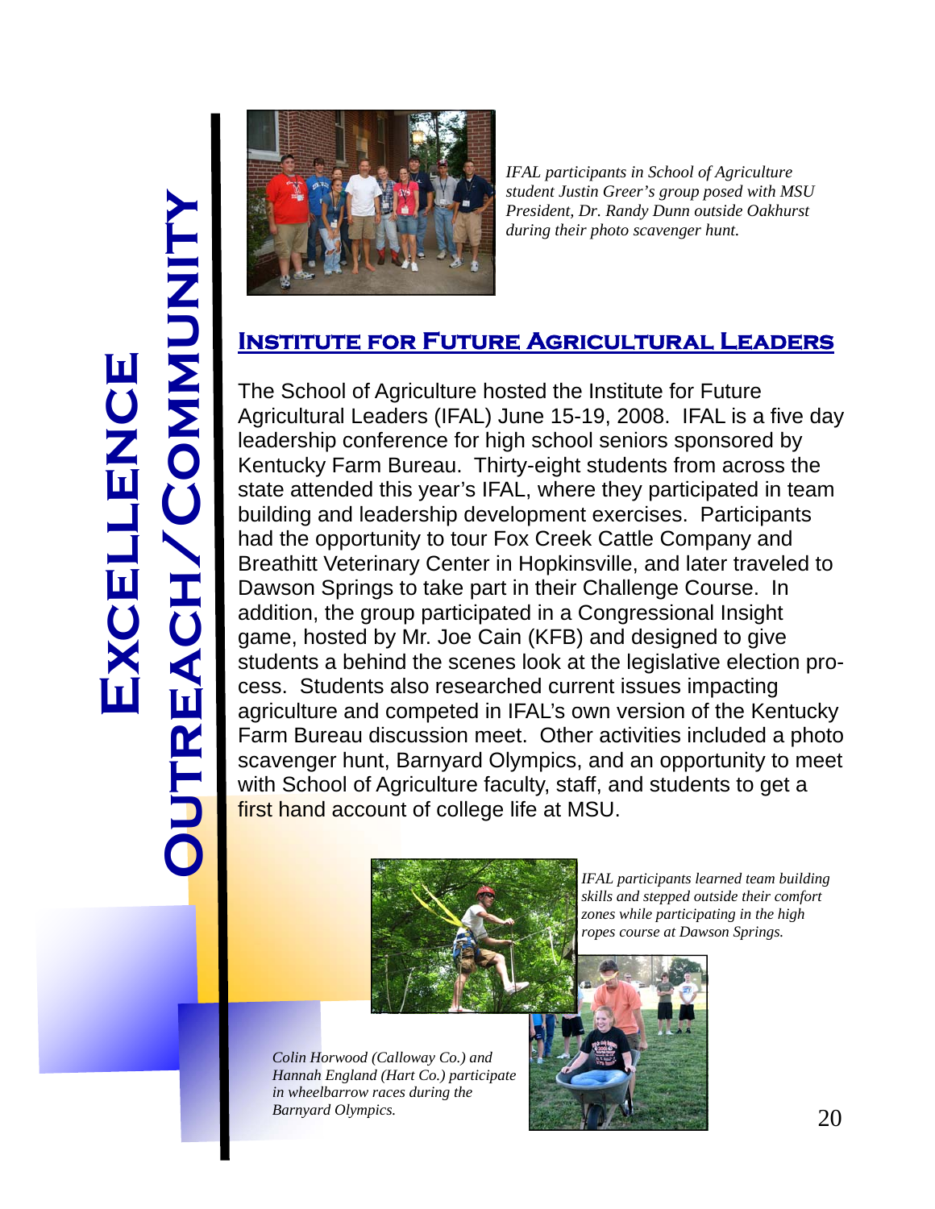# Excellence

## Outreach/Community

*IFAL participants in School of Agriculture student Justin Greer's group posed with MSU President, Dr. Randy Dunn outside Oakhurst during their photo scavenger hunt.*

### Institute for Future Agricultural Leaders

The School of Agriculture hosted the Institute for Future Agricultural Leaders (IFAL) June 15-19, 2008. IFAL is a five day leadership conference for high school seniors sponsored by Kentucky Farm Bureau. Thirty-eight students from across the state attended this year's IFAL, where they participated in team building and leadership development exercises. Participants had the opportunity to tour Fox Creek Cattle Company and Breathitt Veterinary Center in Hopkinsville, and later traveled to Dawson Springs to take part in their Challenge Course. In addition, the group participated in a Congressional Insight game, hosted by Mr. Joe Cain (KFB) and designed to give students a behind the scenes look at the legislative election process. Students also researched current issues impacting agriculture and competed in IFAL's own version of the Kentucky Farm Bureau discussion meet. Other activities included a photo scavenger hunt, Barnyard Olympics, and an opportunity to meet with School of Agriculture faculty, staff, and students to get a first hand account of college life at MSU.

*IFAL participants learned team building skills and stepped outside their comfort zones while participating in the high ropes course at Dawson Springs.*

*Colin Horwood (Calloway Co.) and Hannah England (Hart Co.) participate in wheelbarrow races during the Barnyard Olympics.*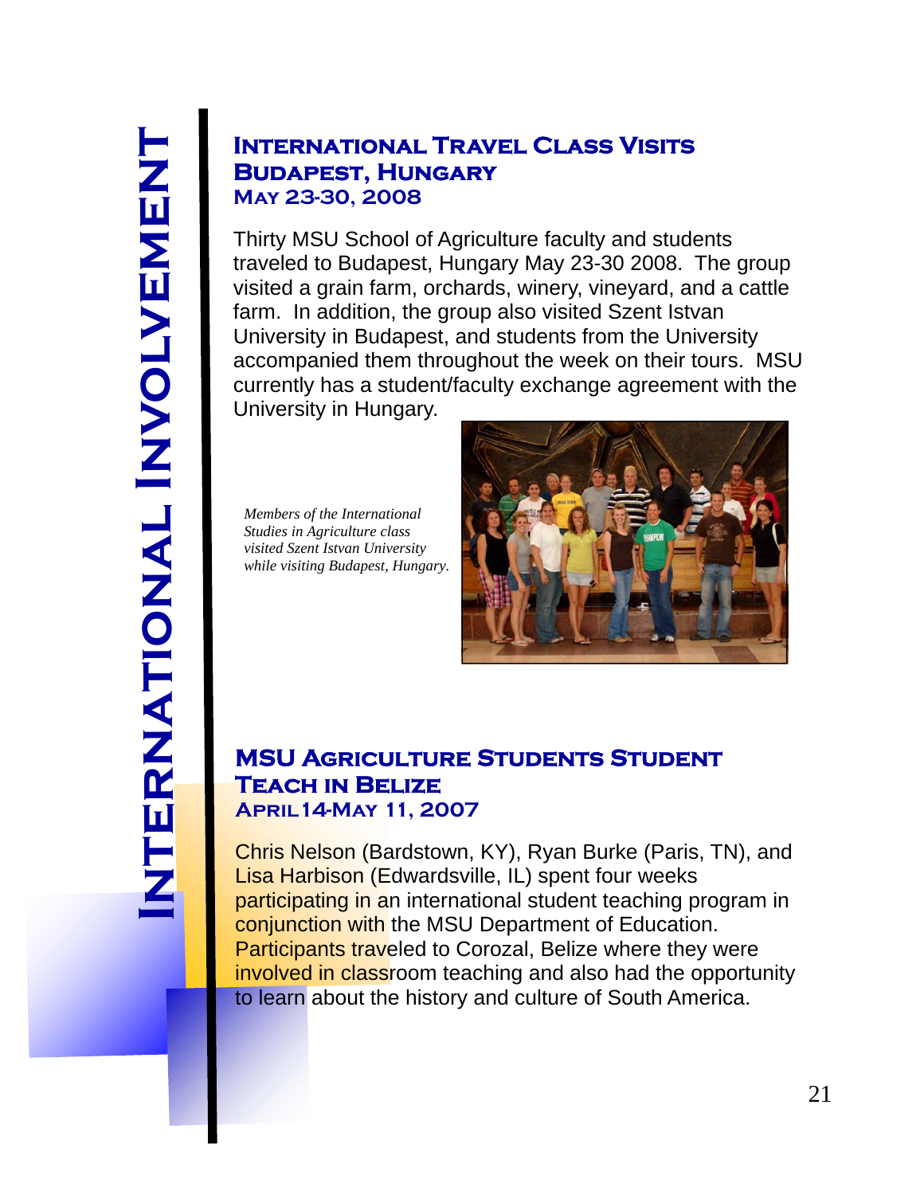# International Involvement

## International Travel Class Visits Budapest, Hungary
### May 23-30, 2008

Thirty MSU School of Agriculture faculty and students traveled to Budapest, Hungary May 23-30 2008. The group visited a grain farm, orchards, winery, vineyard, and a cattle farm. In addition, the group also visited Szent Istvan University in Budapest, and students from the University accompanied them throughout the week on their tours. MSU currently has a student/faculty exchange agreement with the University in Hungary.

*Members of the International Studies in Agriculture class visited Szent Istvan University while visiting Budapest, Hungary.*

## MSU Agriculture Students Student Teach in Belize
### April 14-May 11, 2007

Chris Nelson (Bardstown, KY), Ryan Burke (Paris, TN), and Lisa Harbison (Edwardsville, IL) spent four weeks participating in an international student teaching program in conjunction with the MSU Department of Education. Participants traveled to Corozal, Belize where they were involved in classroom teaching and also had the opportunity to learn about the history and culture of South America.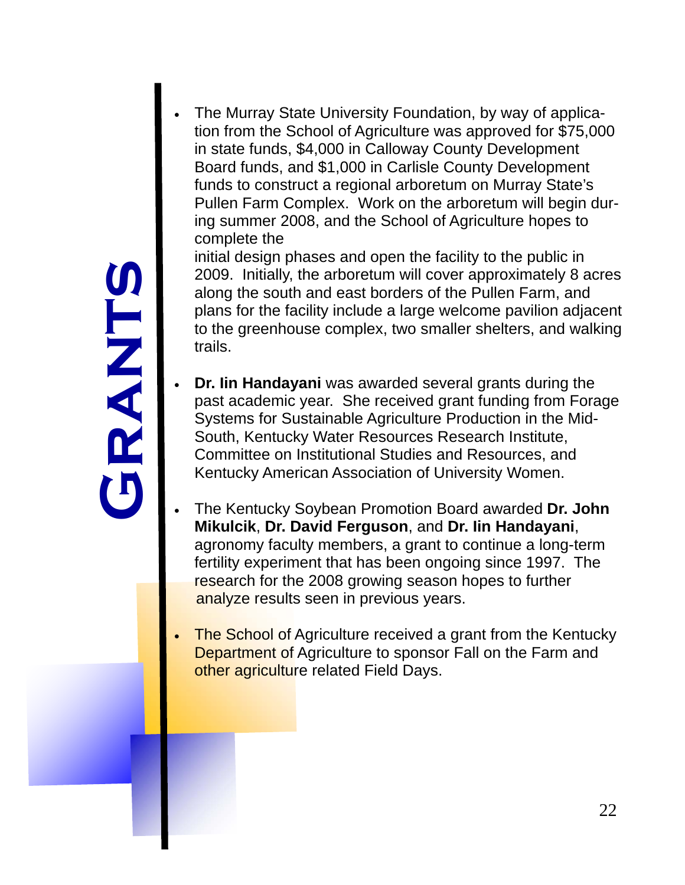# GRANTS

- The Murray State University Foundation, by way of application from the School of Agriculture was approved for $75,000 in state funds, $4,000 in Calloway County Development Board funds, and $1,000 in Carlisle County Development funds to construct a regional arboretum on Murray State's Pullen Farm Complex. Work on the arboretum will begin during summer 2008, and the School of Agriculture hopes to complete the initial design phases and open the facility to the public in 2009. Initially, the arboretum will cover approximately 8 acres along the south and east borders of the Pullen Farm, and plans for the facility include a large welcome pavilion adjacent to the greenhouse complex, two smaller shelters, and walking trails.

- **Dr. Iin Handayani** was awarded several grants during the past academic year. She received grant funding from Forage Systems for Sustainable Agriculture Production in the Mid-South, Kentucky Water Resources Research Institute, Committee on Institutional Studies and Resources, and Kentucky American Association of University Women.

- The Kentucky Soybean Promotion Board awarded **Dr. John Mikulcik**, **Dr. David Ferguson**, and **Dr. Iin Handayani**, agronomy faculty members, a grant to continue a long-term fertility experiment that has been ongoing since 1997. The research for the 2008 growing season hopes to further analyze results seen in previous years.

- The School of Agriculture received a grant from the Kentucky Department of Agriculture to sponsor Fall on the Farm and other agriculture related Field Days.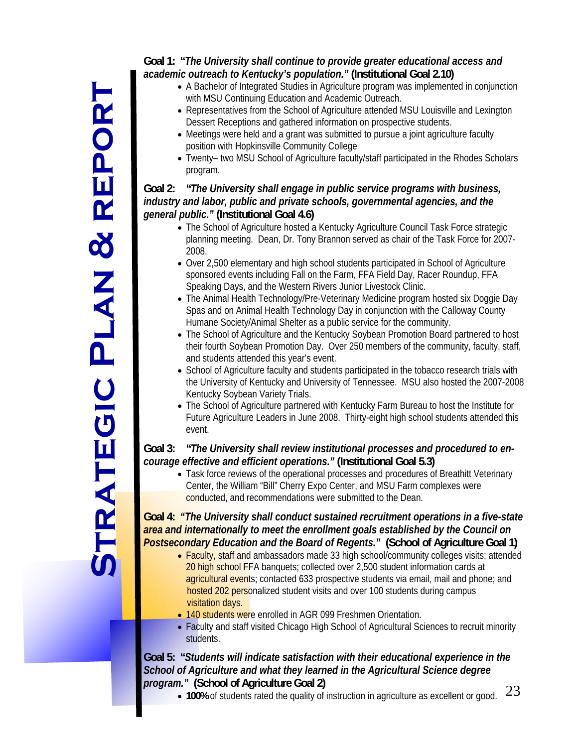# STRATEGIC PLAN & REPORT

**Goal 1:** ***"The University shall continue to provide greater educational access and academic outreach to Kentucky's population."*** **(Institutional Goal 2.10)**

- A Bachelor of Integrated Studies in Agriculture program was implemented in conjunction with MSU Continuing Education and Academic Outreach.
- Representatives from the School of Agriculture attended MSU Louisville and Lexington Dessert Receptions and gathered information on prospective students.
- Meetings were held and a grant was submitted to pursue a joint agriculture faculty position with Hopkinsville Community College
- Twenty– two MSU School of Agriculture faculty/staff participated in the Rhodes Scholars program.

**Goal 2:** ***"The University shall engage in public service programs with business, industry and labor, public and private schools, governmental agencies, and the general public."*** **(Institutional Goal 4.6)**

- The School of Agriculture hosted a Kentucky Agriculture Council Task Force strategic planning meeting. Dean, Dr. Tony Brannon served as chair of the Task Force for 2007-2008.
- Over 2,500 elementary and high school students participated in School of Agriculture sponsored events including Fall on the Farm, FFA Field Day, Racer Roundup, FFA Speaking Days, and the Western Rivers Junior Livestock Clinic.
- The Animal Health Technology/Pre-Veterinary Medicine program hosted six Doggie Day Spas and on Animal Health Technology Day in conjunction with the Calloway County Humane Society/Animal Shelter as a public service for the community.
- The School of Agriculture and the Kentucky Soybean Promotion Board partnered to host their fourth Soybean Promotion Day. Over 250 members of the community, faculty, staff, and students attended this year's event.
- School of Agriculture faculty and students participated in the tobacco research trials with the University of Kentucky and University of Tennessee. MSU also hosted the 2007-2008 Kentucky Soybean Variety Trials.
- The School of Agriculture partnered with Kentucky Farm Bureau to host the Institute for Future Agriculture Leaders in June 2008. Thirty-eight high school students attended this event.

**Goal 3:** ***"The University shall review institutional processes and procedured to encourage effective and efficient operations."*** **(Institutional Goal 5.3)**

- Task force reviews of the operational processes and procedures of Breathitt Veterinary Center, the William "Bill" Cherry Expo Center, and MSU Farm complexes were conducted, and recommendations were submitted to the Dean.

**Goal 4:** ***"The University shall conduct sustained recruitment operations in a five-state area and internationally to meet the enrollment goals established by the Council on Postsecondary Education and the Board of Regents."*** **(School of Agriculture Goal 1)**

- Faculty, staff and ambassadors made 33 high school/community colleges visits; attended 20 high school FFA banquets; collected over 2,500 student information cards at agricultural events; contacted 633 prospective students via email, mail and phone; and hosted 202 personalized student visits and over 100 students during campus visitation days.
- 140 students were enrolled in AGR 099 Freshmen Orientation.
- Faculty and staff visited Chicago High School of Agricultural Sciences to recruit minority students.

**Goal 5:** ***"Students will indicate satisfaction with their educational experience in the School of Agriculture and what they learned in the Agricultural Science degree program."*** **(School of Agriculture Goal 2)**

- **100%** of students rated the quality of instruction in agriculture as excellent or good.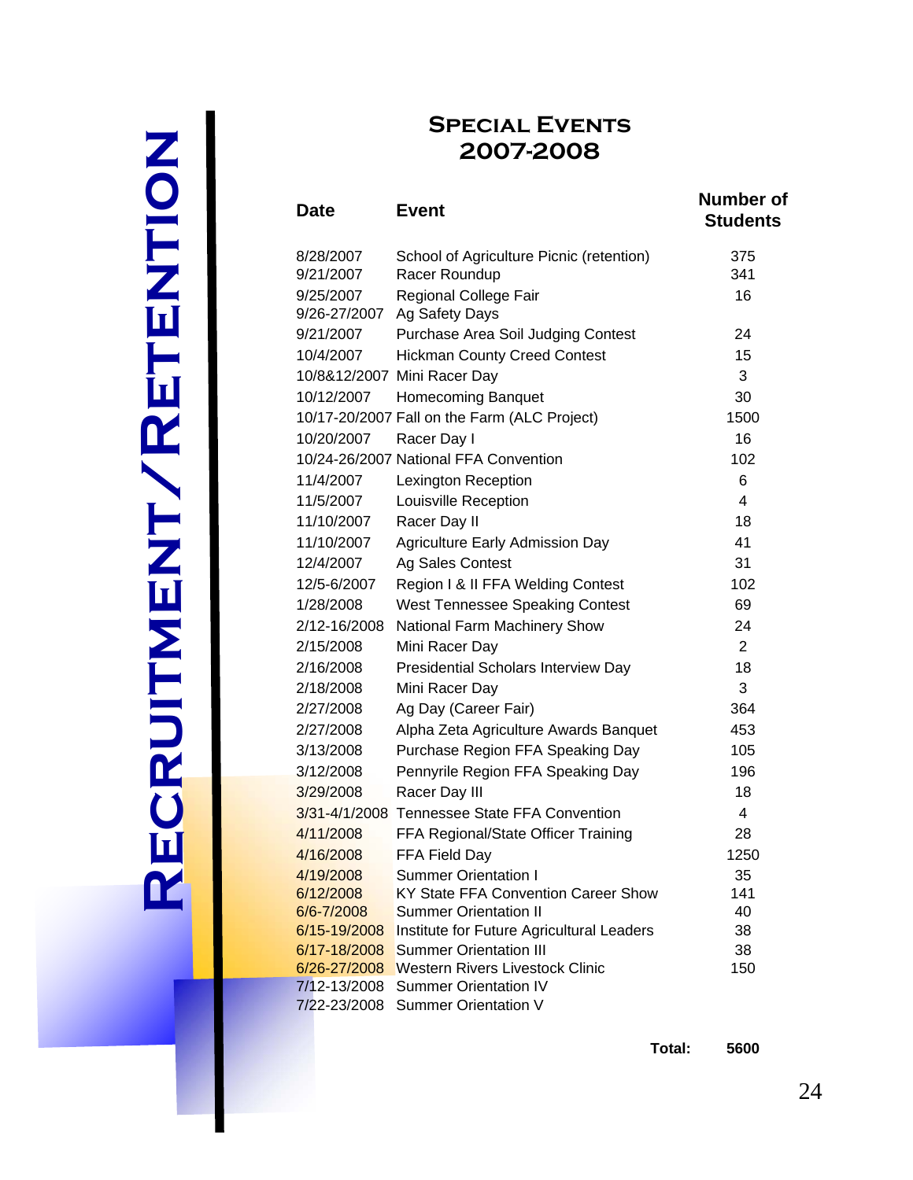# Recruitment/Retention

## Special Events 2007-2008

| Date | Event | Number of Students |
|---|---|---|
| 8/28/2007 | School of Agriculture Picnic (retention) | 375 |
| 9/21/2007 | Racer Roundup | 341 |
| 9/25/2007 | Regional College Fair | 16 |
| 9/26-27/2007 | Ag Safety Days | |
| 9/21/2007 | Purchase Area Soil Judging Contest | 24 |
| 10/4/2007 | Hickman County Creed Contest | 15 |
| 10/8&12/2007 | Mini Racer Day | 3 |
| 10/12/2007 | Homecoming Banquet | 30 |
| 10/17-20/2007 | Fall on the Farm (ALC Project) | 1500 |
| 10/20/2007 | Racer Day I | 16 |
| 10/24-26/2007 | National FFA Convention | 102 |
| 11/4/2007 | Lexington Reception | 6 |
| 11/5/2007 | Louisville Reception | 4 |
| 11/10/2007 | Racer Day II | 18 |
| 11/10/2007 | Agriculture Early Admission Day | 41 |
| 12/4/2007 | Ag Sales Contest | 31 |
| 12/5-6/2007 | Region I & II FFA Welding Contest | 102 |
| 1/28/2008 | West Tennessee Speaking Contest | 69 |
| 2/12-16/2008 | National Farm Machinery Show | 24 |
| 2/15/2008 | Mini Racer Day | 2 |
| 2/16/2008 | Presidential Scholars Interview Day | 18 |
| 2/18/2008 | Mini Racer Day | 3 |
| 2/27/2008 | Ag Day (Career Fair) | 364 |
| 2/27/2008 | Alpha Zeta Agriculture Awards Banquet | 453 |
| 3/13/2008 | Purchase Region FFA Speaking Day | 105 |
| 3/12/2008 | Pennyrile Region FFA Speaking Day | 196 |
| 3/29/2008 | Racer Day III | 18 |
| 3/31-4/1/2008 | Tennessee State FFA Convention | 4 |
| 4/11/2008 | FFA Regional/State Officer Training | 28 |
| 4/16/2008 | FFA Field Day | 1250 |
| 4/19/2008 | Summer Orientation I | 35 |
| 6/12/2008 | KY State FFA Convention Career Show | 141 |
| 6/6-7/2008 | Summer Orientation II | 40 |
| 6/15-19/2008 | Institute for Future Agricultural Leaders | 38 |
| 6/17-18/2008 | Summer Orientation III | 38 |
| 6/26-27/2008 | Western Rivers Livestock Clinic | 150 |
| 7/12-13/2008 | Summer Orientation IV | |
| 7/22-23/2008 | Summer Orientation V | |
| | **Total:** | **5600** |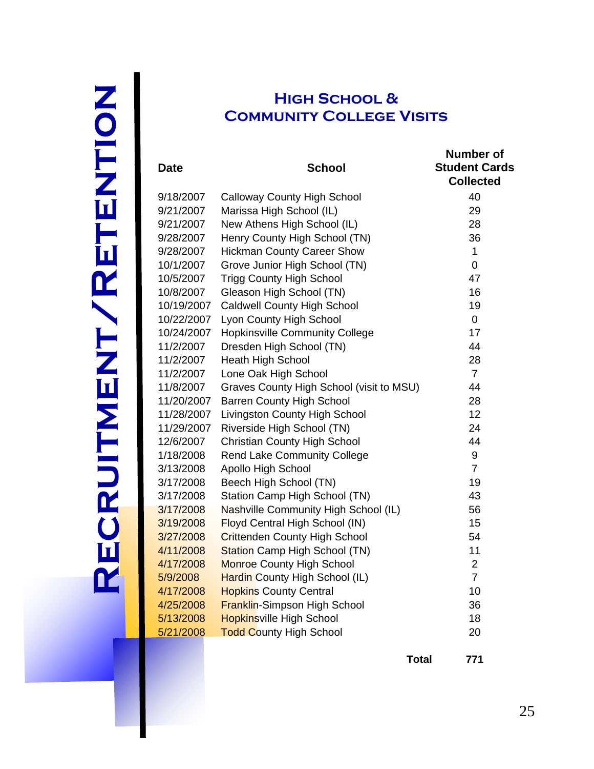Recruitment/Retention

## High School & Community College Visits

| Date | School | Number of Student Cards Collected |
|---|---|---|
| 9/18/2007 | Calloway County High School | 40 |
| 9/21/2007 | Marissa High School (IL) | 29 |
| 9/21/2007 | New Athens High School (IL) | 28 |
| 9/28/2007 | Henry County High School (TN) | 36 |
| 9/28/2007 | Hickman County Career Show | 1 |
| 10/1/2007 | Grove Junior High School (TN) | 0 |
| 10/5/2007 | Trigg County High School | 47 |
| 10/8/2007 | Gleason High School (TN) | 16 |
| 10/19/2007 | Caldwell County High School | 19 |
| 10/22/2007 | Lyon County High School | 0 |
| 10/24/2007 | Hopkinsville Community College | 17 |
| 11/2/2007 | Dresden High School (TN) | 44 |
| 11/2/2007 | Heath High School | 28 |
| 11/2/2007 | Lone Oak High School | 7 |
| 11/8/2007 | Graves County High School (visit to MSU) | 44 |
| 11/20/2007 | Barren County High School | 28 |
| 11/28/2007 | Livingston County High School | 12 |
| 11/29/2007 | Riverside High School (TN) | 24 |
| 12/6/2007 | Christian County High School | 44 |
| 1/18/2008 | Rend Lake Community College | 9 |
| 3/13/2008 | Apollo High School | 7 |
| 3/17/2008 | Beech High School (TN) | 19 |
| 3/17/2008 | Station Camp High School (TN) | 43 |
| 3/17/2008 | Nashville Community High School (IL) | 56 |
| 3/19/2008 | Floyd Central High School (IN) | 15 |
| 3/27/2008 | Crittenden County High School | 54 |
| 4/11/2008 | Station Camp High School (TN) | 11 |
| 4/17/2008 | Monroe County High School | 2 |
| 5/9/2008 | Hardin County High School (IL) | 7 |
| 4/17/2008 | Hopkins County Central | 10 |
| 4/25/2008 | Franklin-Simpson High School | 36 |
| 5/13/2008 | Hopkinsville High School | 18 |
| 5/21/2008 | Todd County High School | 20 |
| | **Total** | **771** |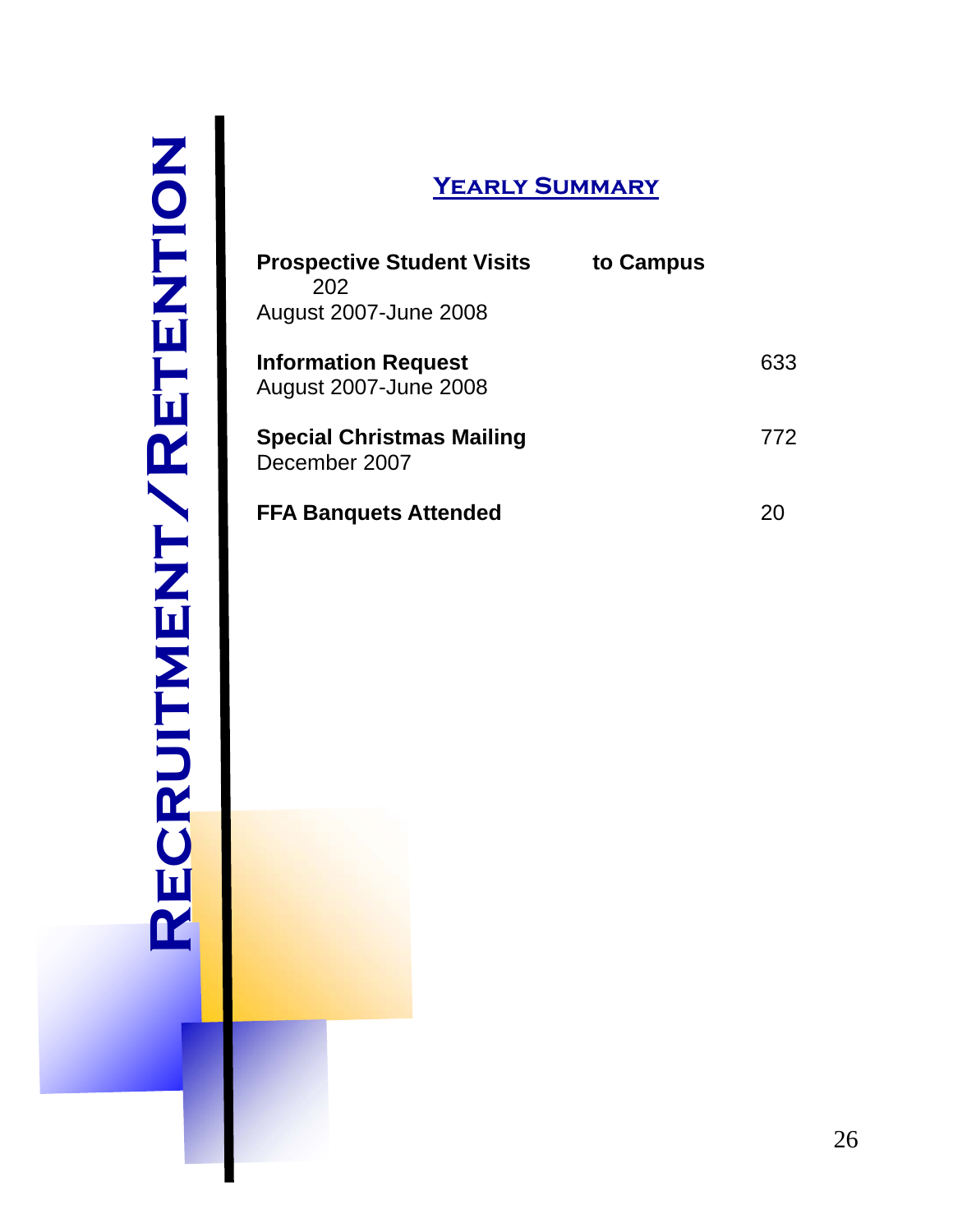# Recruitment/Retention

## Yearly Summary

**Prospective Student Visits** **to Campus**
202
August 2007-June 2008

**Information Request** 633
August 2007-June 2008

**Special Christmas Mailing** 772
December 2007

**FFA Banquets Attended** 20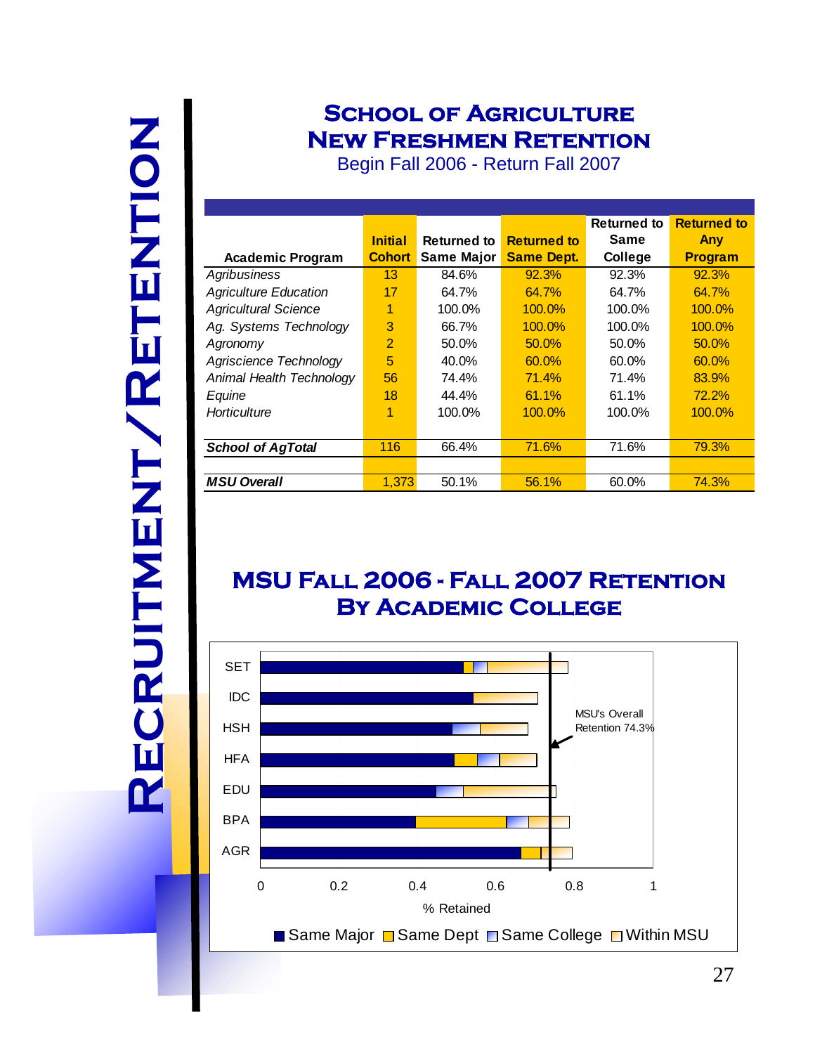# RECRUITMENT/RETENTION

## SCHOOL OF AGRICULTURE
## NEW FRESHMEN RETENTION

Begin Fall 2006 - Return Fall 2007

| Academic Program | Initial Cohort | Returned to Same Major | Returned to Same Dept. | Returned to Same College | Returned to Any Program |
|---|---|---|---|---|---|
| *Agribusiness* | 13 | 84.6% | 92.3% | 92.3% | 92.3% |
| *Agriculture Education* | 17 | 64.7% | 64.7% | 64.7% | 64.7% |
| *Agricultural Science* | 1 | 100.0% | 100.0% | 100.0% | 100.0% |
| *Ag. Systems Technology* | 3 | 66.7% | 100.0% | 100.0% | 100.0% |
| *Agronomy* | 2 | 50.0% | 50.0% | 50.0% | 50.0% |
| *Agriscience Technology* | 5 | 40.0% | 60.0% | 60.0% | 60.0% |
| *Animal Health Technology* | 56 | 74.4% | 71.4% | 71.4% | 83.9% |
| *Equine* | 18 | 44.4% | 61.1% | 61.1% | 72.2% |
| *Horticulture* | 1 | 100.0% | 100.0% | 100.0% | 100.0% |
| ***School of AgTotal*** | 116 | 66.4% | 71.6% | 71.6% | 79.3% |
| ***MSU Overall*** | 1,373 | 50.1% | 56.1% | 60.0% | 74.3% |

## MSU FALL 2006 - FALL 2007 RETENTION BY ACADEMIC COLLEGE

SET
IDC
HSH
HFA
EDU
BPA
AGR

0 0.2 0.4 0.6 0.8 1

% Retained

MSU's Overall Retention 74.3%

Same Major, Same Dept, Same College, Within MSU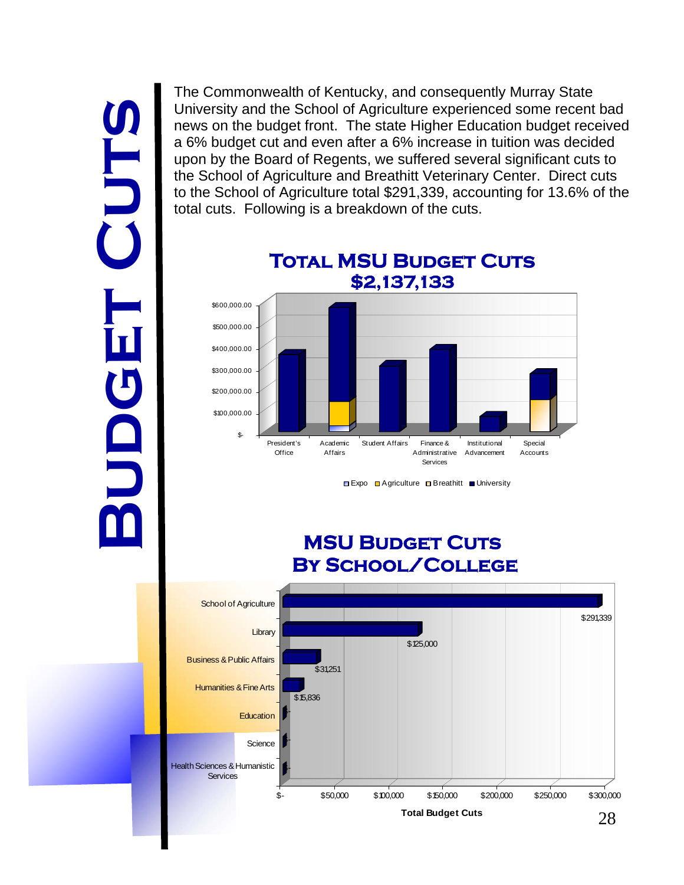# BUDGET CUTS

The Commonwealth of Kentucky, and consequently Murray State University and the School of Agriculture experienced some recent bad news on the budget front. The state Higher Education budget received a 6% budget cut and even after a 6% increase in tuition was decided upon by the Board of Regents, we suffered several significant cuts to the School of Agriculture and Breathitt Veterinary Center. Direct cuts to the School of Agriculture total $291,339, accounting for 13.6% of the total cuts. Following is a breakdown of the cuts.

## TOTAL MSU BUDGET CUTS $2,137,133

$600,000.00
$500,000.00
$400,000.00
$300,000.00
$200,000.00
$100,000.00
$-

President's Office
Academic Affairs
Student Affairs
Finance & Administrative Services
Institutional Advancement
Special Accounts

Expo
Agriculture
Breathitt
University

## MSU BUDGET CUTS BY SCHOOL/COLLEGE

School of Agriculture
$291,339
Library
$125,000
Business & Public Affairs
$31,251
Humanities & Fine Arts
$15,836
Education
Science
Health Sciences & Humanistic Services

$-
$50,000
$100,000
$150,000
$200,000
$250,000
$300,000

Total Budget Cuts